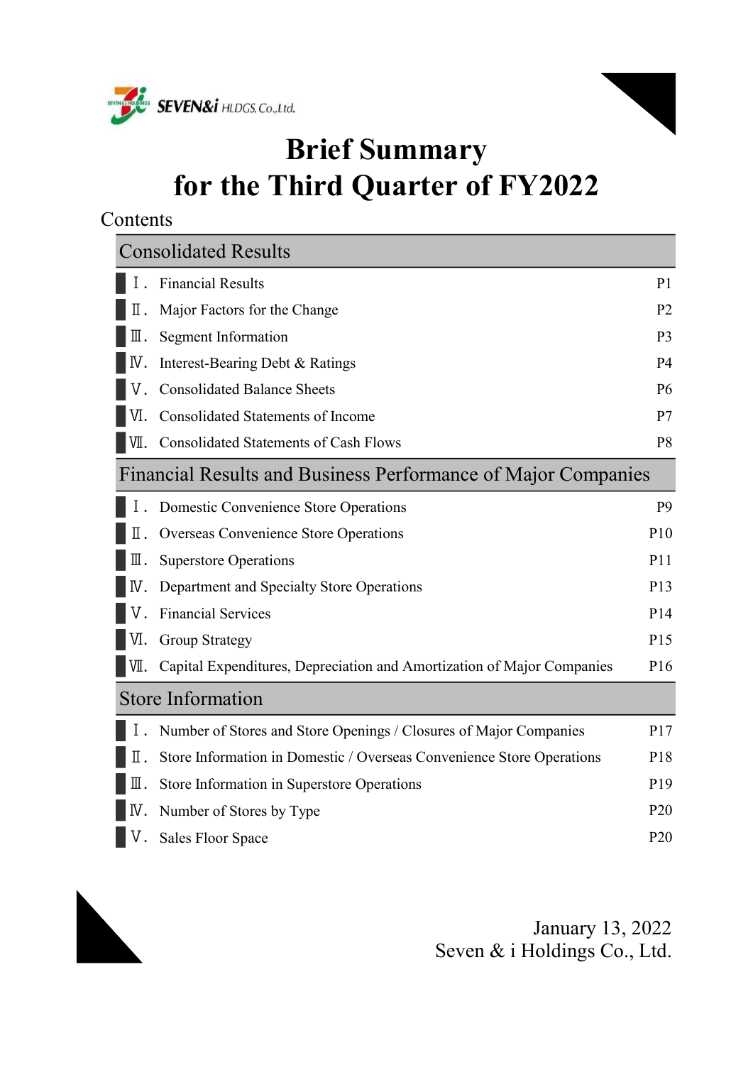SEVEN&i HLDGS. Co.,Ltd.

# Brief Summary
# for the Third Quarter of FY2022

Contents

| Consolidated Results | |
|---|---|
| Ⅰ. Financial Results | P1 |
| Ⅱ. Major Factors for the Change | P2 |
| Ⅲ. Segment Information | P3 |
| Ⅳ. Interest-Bearing Debt & Ratings | P4 |
| Ⅴ. Consolidated Balance Sheets | P6 |
| Ⅵ. Consolidated Statements of Income | P7 |
| Ⅶ. Consolidated Statements of Cash Flows | P8 |

| Financial Results and Business Performance of Major Companies | |
|---|---|
| Ⅰ. Domestic Convenience Store Operations | P9 |
| Ⅱ. Overseas Convenience Store Operations | P10 |
| Ⅲ. Superstore Operations | P11 |
| Ⅳ. Department and Specialty Store Operations | P13 |
| Ⅴ. Financial Services | P14 |
| Ⅵ. Group Strategy | P15 |
| Ⅶ. Capital Expenditures, Depreciation and Amortization of Major Companies | P16 |

| Store Information | |
|---|---|
| Ⅰ. Number of Stores and Store Openings / Closures of Major Companies | P17 |
| Ⅱ. Store Information in Domestic / Overseas Convenience Store Operations | P18 |
| Ⅲ. Store Information in Superstore Operations | P19 |
| Ⅳ. Number of Stores by Type | P20 |
| Ⅴ. Sales Floor Space | P20 |

January 13, 2022
Seven & i Holdings Co., Ltd.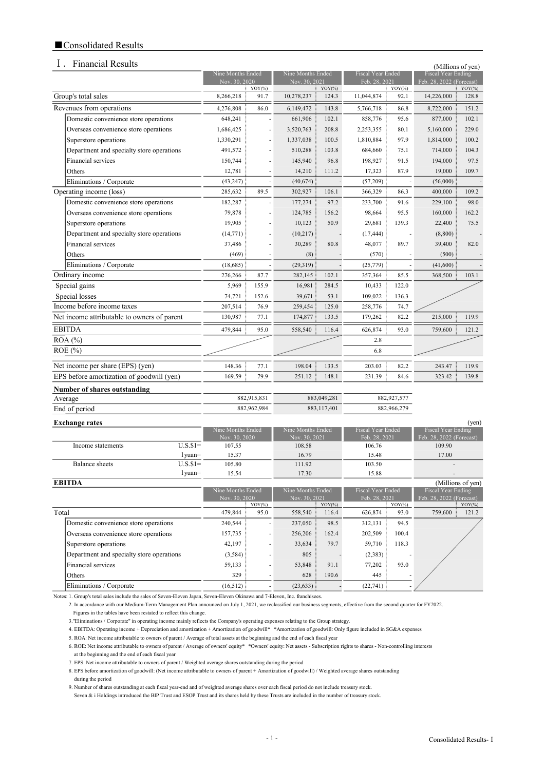## ■Consolidated Results

### Ⅰ. Financial Results

(Millions of yen)

| | Nine Months Ended Nov. 30, 2020 | YOY(%) | Nine Months Ended Nov. 30, 2021 | YOY(%) | Fiscal Year Ended Feb. 28, 2021 | YOY(%) | Fiscal Year Ending Feb. 28, 2022 (Forecast) | YOY(%) |
|---|---|---|---|---|---|---|---|---|
| Group's total sales | 8,266,218 | 91.7 | 10,278,237 | 124.3 | 11,044,874 | 92.1 | 14,226,000 | 128.8 |
| Revenues from operations | 4,276,808 | 86.0 | 6,149,472 | 143.8 | 5,766,718 | 86.8 | 8,722,000 | 151.2 |
| Domestic convenience store operations | 648,241 | - | 661,906 | 102.1 | 858,776 | 95.6 | 877,000 | 102.1 |
| Overseas convenience store operations | 1,686,425 | - | 3,520,763 | 208.8 | 2,253,355 | 80.1 | 5,160,000 | 229.0 |
| Superstore operations | 1,330,291 | - | 1,337,038 | 100.5 | 1,810,884 | 97.9 | 1,814,000 | 100.2 |
| Department and specialty store operations | 491,572 | - | 510,288 | 103.8 | 684,660 | 75.1 | 714,000 | 104.3 |
| Financial services | 150,744 | - | 145,940 | 96.8 | 198,927 | 91.5 | 194,000 | 97.5 |
| Others | 12,781 | - | 14,210 | 111.2 | 17,323 | 87.9 | 19,000 | 109.7 |
| Eliminations / Corporate | (43,247) | - | (40,674) | - | (57,209) | - | (56,000) | - |
| Operating income (loss) | 285,632 | 89.5 | 302,927 | 106.1 | 366,329 | 86.3 | 400,000 | 109.2 |
| Domestic convenience store operations | 182,287 | - | 177,274 | 97.2 | 233,700 | 91.6 | 229,100 | 98.0 |
| Overseas convenience store operations | 79,878 | - | 124,785 | 156.2 | 98,664 | 95.5 | 160,000 | 162.2 |
| Superstore operations | 19,905 | - | 10,123 | 50.9 | 29,681 | 139.3 | 22,400 | 75.5 |
| Department and specialty store operations | (14,771) | - | (10,217) | - | (17,444) | - | (8,800) | - |
| Financial services | 37,486 | - | 30,289 | 80.8 | 48,077 | 89.7 | 39,400 | 82.0 |
| Others | (469) | - | (8) | - | (570) | - | (500) | - |
| Eliminations / Corporate | (18,685) | - | (29,319) | - | (25,779) | - | (41,600) | - |
| Ordinary income | 276,266 | 87.7 | 282,145 | 102.1 | 357,364 | 85.5 | 368,500 | 103.1 |
| Special gains | 5,969 | 155.9 | 16,981 | 284.5 | 10,433 | 122.0 | | |
| Special losses | 74,721 | 152.6 | 39,671 | 53.1 | 109,022 | 136.3 | | |
| Income before income taxes | 207,514 | 76.9 | 259,454 | 125.0 | 258,776 | 74.7 | | |
| Net income attributable to owners of parent | 130,987 | 77.1 | 174,877 | 133.5 | 179,262 | 82.2 | 215,000 | 119.9 |
| EBITDA | 479,844 | 95.0 | 558,540 | 116.4 | 626,874 | 93.0 | 759,600 | 121.2 |
| ROA (%) | | | | | 2.8 | | | |
| ROE (%) | | | | | 6.8 | | | |
| Net income per share (EPS) (yen) | 148.36 | 77.1 | 198.04 | 133.5 | 203.03 | 82.2 | 243.47 | 119.9 |
| EPS before amortization of goodwill (yen) | 169.59 | 79.9 | 251.12 | 148.1 | 231.39 | 84.6 | 323.42 | 139.8 |

**Number of shares outstanding**

| | Nine Months Ended Nov. 30, 2020 | Nine Months Ended Nov. 30, 2021 | Fiscal Year Ended Feb. 28, 2021 |
|---|---|---|---|
| Average | 882,915,831 | 883,049,281 | 882,927,577 |
| End of period | 882,962,984 | 883,117,401 | 882,966,279 |

**Exchange rates** (yen)

| | | Nine Months Ended Nov. 30, 2020 | Nine Months Ended Nov. 30, 2021 | Fiscal Year Ended Feb. 28, 2021 | Fiscal Year Ending Feb. 28, 2022 (Forecast) |
|---|---|---|---|---|---|
| Income statements | U.S.$1= | 107.55 | 108.58 | 106.76 | 109.90 |
| | 1yuan= | 15.37 | 16.79 | 15.48 | 17.00 |
| Balance sheets | U.S.$1= | 105.80 | 111.92 | 103.50 | - |
| | 1yuan= | 15.54 | 17.30 | 15.88 | - |

**EBITDA** (Millions of yen)

| | Nine Months Ended Nov. 30, 2020 | YOY(%) | Nine Months Ended Nov. 30, 2021 | YOY(%) | Fiscal Year Ended Feb. 28, 2021 | YOY(%) | Fiscal Year Ending Feb. 28, 2022 (Forecast) | YOY(%) |
|---|---|---|---|---|---|---|---|---|
| Total | 479,844 | 95.0 | 558,540 | 116.4 | 626,874 | 93.0 | 759,600 | 121.2 |
| Domestic convenience store operations | 240,544 | - | 237,050 | 98.5 | 312,131 | 94.5 | | |
| Overseas convenience store operations | 157,735 | - | 256,206 | 162.4 | 202,509 | 100.4 | | |
| Superstore operations | 42,197 | - | 33,634 | 79.7 | 59,710 | 118.3 | | |
| Department and specialty store operations | (3,584) | - | 805 | - | (2,383) | - | | |
| Financial services | 59,133 | - | 53,848 | 91.1 | 77,202 | 93.0 | | |
| Others | 329 | - | 628 | 190.6 | 445 | - | | |
| Eliminations / Corporate | (16,512) | - | (23,633) | - | (22,741) | - | | |

Notes: 1. Group's total sales include the sales of Seven-Eleven Japan, Seven-Eleven Okinawa and 7-Eleven, Inc. franchisees.
2. In accordance with our Medium-Term Management Plan announced on July 1, 2021, we reclassified our business segments, effective from the second quarter for FY2022. Figures in the tables have been restated to reflect this change.
3."Eliminations / Corporate" in operating income mainly reflects the Company's operating expenses relating to the Group strategy.
4. EBITDA: Operating income + Depreciation and amortization + Amortization of goodwill* *Amortization of goodwill: Only figure included in SG&A expenses
5. ROA: Net income attributable to owners of parent / Average of total assets at the beginning and the end of each fiscal year
6. ROE: Net income attributable to owners of parent / Average of owners' equity* *Owners' equity: Net assets - Subscription rights to shares - Non-controlling interests at the beginning and the end of each fiscal year
7. EPS: Net income attributable to owners of parent / Weighted average shares outstanding during the period
8. EPS before amortization of goodwill: (Net income attributable to owners of parent + Amortization of goodwill) / Weighted average shares outstanding during the period
9. Number of shares outstanding at each fiscal year-end and of weighted average shares over each fiscal period do not include treasury stock. Seven & i Holdings introduced the BIP Trust and ESOP Trust and its shares held by these Trusts are included in the number of treasury stock.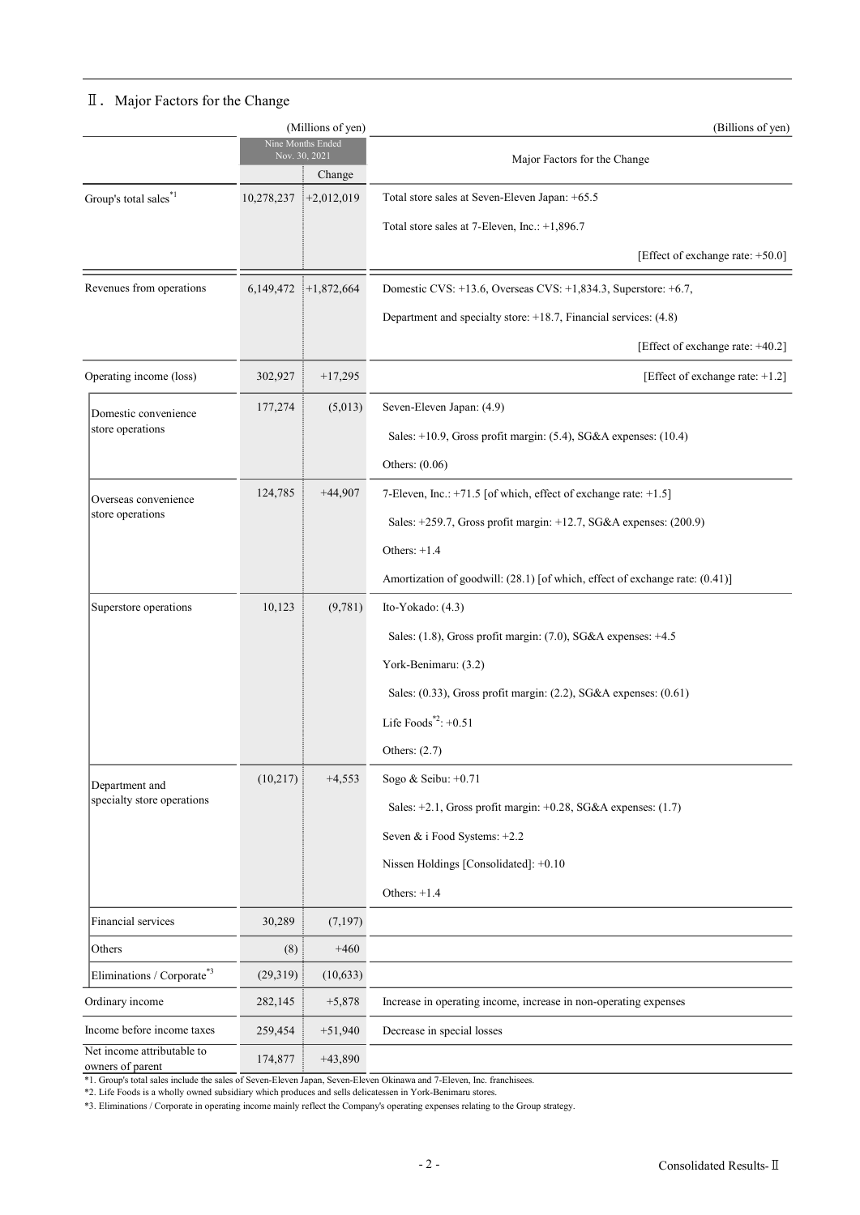## Ⅱ. Major Factors for the Change

| | (Millions of yen) | | (Billions of yen) |
|---|---|---|---|
| | Nine Months Ended Nov. 30, 2021 | Change | Major Factors for the Change |
| Group's total sales[*1] | 10,278,237 | +2,012,019 | Total store sales at Seven-Eleven Japan: +65.5<br>Total store sales at 7-Eleven, Inc.: +1,896.7<br>[Effect of exchange rate: +50.0] |
| Revenues from operations | 6,149,472 | +1,872,664 | Domestic CVS: +13.6, Overseas CVS: +1,834.3, Superstore: +6.7,<br>Department and specialty store: +18.7, Financial services: (4.8)<br>[Effect of exchange rate: +40.2] |
| Operating income (loss) | 302,927 | +17,295 | [Effect of exchange rate: +1.2] |
| Domestic convenience store operations | 177,274 | (5,013) | Seven-Eleven Japan: (4.9)<br>Sales: +10.9, Gross profit margin: (5.4), SG&A expenses: (10.4)<br>Others: (0.06) |
| Overseas convenience store operations | 124,785 | +44,907 | 7-Eleven, Inc.: +71.5 [of which, effect of exchange rate: +1.5]<br>Sales: +259.7, Gross profit margin: +12.7, SG&A expenses: (200.9)<br>Others: +1.4<br>Amortization of goodwill: (28.1) [of which, effect of exchange rate: (0.41)] |
| Superstore operations | 10,123 | (9,781) | Ito-Yokado: (4.3)<br>Sales: (1.8), Gross profit margin: (7.0), SG&A expenses: +4.5<br>York-Benimaru: (3.2)<br>Sales: (0.33), Gross profit margin: (2.2), SG&A expenses: (0.61)<br>Life Foods[*2]: +0.51<br>Others: (2.7) |
| Department and specialty store operations | (10,217) | +4,553 | Sogo & Seibu: +0.71<br>Sales: +2.1, Gross profit margin: +0.28, SG&A expenses: (1.7)<br>Seven & i Food Systems: +2.2<br>Nissen Holdings [Consolidated]: +0.10<br>Others: +1.4 |
| Financial services | 30,289 | (7,197) | |
| Others | (8) | +460 | |
| Eliminations / Corporate[*3] | (29,319) | (10,633) | |
| Ordinary income | 282,145 | +5,878 | Increase in operating income, increase in non-operating expenses |
| Income before income taxes | 259,454 | +51,940 | Decrease in special losses |
| Net income attributable to owners of parent | 174,877 | +43,890 | |

*1. Group's total sales include the sales of Seven-Eleven Japan, Seven-Eleven Okinawa and 7-Eleven, Inc. franchisees.

*2. Life Foods is a wholly owned subsidiary which produces and sells delicatessen in York-Benimaru stores.

*3. Eliminations / Corporate in operating income mainly reflect the Company's operating expenses relating to the Group strategy.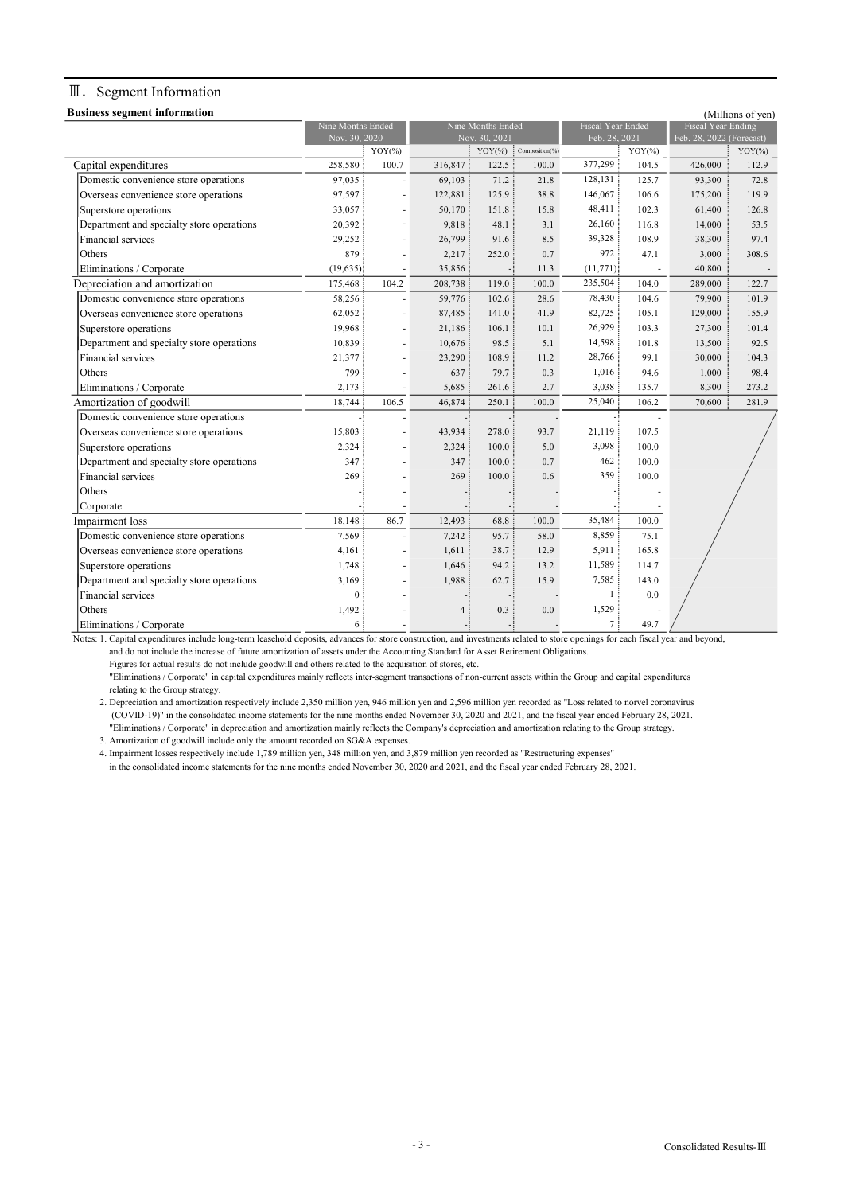## Ⅲ. Segment Information

**Business segment information**

(Millions of yen)

| | Nine Months Ended Nov. 30, 2020 | | Nine Months Ended Nov. 30, 2021 | | | Fiscal Year Ended Feb. 28, 2021 | | Fiscal Year Ending Feb. 28, 2022 (Forecast) | |
|---|---|---|---|---|---|---|---|---|---|
| | | YOY(%) | | YOY(%) | Composition(%) | | YOY(%) | | YOY(%) |
| Capital expenditures | 258,580 | 100.7 | 316,847 | 122.5 | 100.0 | 377,299 | 104.5 | 426,000 | 112.9 |
| Domestic convenience store operations | 97,035 | - | 69,103 | 71.2 | 21.8 | 128,131 | 125.7 | 93,300 | 72.8 |
| Overseas convenience store operations | 97,597 | - | 122,881 | 125.9 | 38.8 | 146,067 | 106.6 | 175,200 | 119.9 |
| Superstore operations | 33,057 | - | 50,170 | 151.8 | 15.8 | 48,411 | 102.3 | 61,400 | 126.8 |
| Department and specialty store operations | 20,392 | - | 9,818 | 48.1 | 3.1 | 26,160 | 116.8 | 14,000 | 53.5 |
| Financial services | 29,252 | - | 26,799 | 91.6 | 8.5 | 39,328 | 108.9 | 38,300 | 97.4 |
| Others | 879 | - | 2,217 | 252.0 | 0.7 | 972 | 47.1 | 3,000 | 308.6 |
| Eliminations / Corporate | (19,635) | - | 35,856 | - | 11.3 | (11,771) | - | 40,800 | - |
| Depreciation and amortization | 175,468 | 104.2 | 208,738 | 119.0 | 100.0 | 235,504 | 104.0 | 289,000 | 122.7 |
| Domestic convenience store operations | 58,256 | - | 59,776 | 102.6 | 28.6 | 78,430 | 104.6 | 79,900 | 101.9 |
| Overseas convenience store operations | 62,052 | - | 87,485 | 141.0 | 41.9 | 82,725 | 105.1 | 129,000 | 155.9 |
| Superstore operations | 19,968 | - | 21,186 | 106.1 | 10.1 | 26,929 | 103.3 | 27,300 | 101.4 |
| Department and specialty store operations | 10,839 | - | 10,676 | 98.5 | 5.1 | 14,598 | 101.8 | 13,500 | 92.5 |
| Financial services | 21,377 | - | 23,290 | 108.9 | 11.2 | 28,766 | 99.1 | 30,000 | 104.3 |
| Others | 799 | - | 637 | 79.7 | 0.3 | 1,016 | 94.6 | 1,000 | 98.4 |
| Eliminations / Corporate | 2,173 | - | 5,685 | 261.6 | 2.7 | 3,038 | 135.7 | 8,300 | 273.2 |
| Amortization of goodwill | 18,744 | 106.5 | 46,874 | 250.1 | 100.0 | 25,040 | 106.2 | 70,600 | 281.9 |
| Domestic convenience store operations | - | - | - | - | - | - | - | | |
| Overseas convenience store operations | 15,803 | - | 43,934 | 278.0 | 93.7 | 21,119 | 107.5 | | |
| Superstore operations | 2,324 | - | 2,324 | 100.0 | 5.0 | 3,098 | 100.0 | | |
| Department and specialty store operations | 347 | - | 347 | 100.0 | 0.7 | 462 | 100.0 | | |
| Financial services | 269 | - | 269 | 100.0 | 0.6 | 359 | 100.0 | | |
| Others | - | - | - | - | - | - | - | | |
| Corporate | - | - | - | - | - | - | - | | |
| Impairment loss | 18,148 | 86.7 | 12,493 | 68.8 | 100.0 | 35,484 | 100.0 | | |
| Domestic convenience store operations | 7,569 | - | 7,242 | 95.7 | 58.0 | 8,859 | 75.1 | | |
| Overseas convenience store operations | 4,161 | - | 1,611 | 38.7 | 12.9 | 5,911 | 165.8 | | |
| Superstore operations | 1,748 | - | 1,646 | 94.2 | 13.2 | 11,589 | 114.7 | | |
| Department and specialty store operations | 3,169 | - | 1,988 | 62.7 | 15.9 | 7,585 | 143.0 | | |
| Financial services | 0 | - | - | - | - | 1 | 0.0 | | |
| Others | 1,492 | - | 4 | 0.3 | 0.0 | 1,529 | - | | |
| Eliminations / Corporate | 6 | - | - | - | - | 7 | 49.7 | | |

Notes: 1. Capital expenditures include long-term leasehold deposits, advances for store construction, and investments related to store openings for each fiscal year and beyond, and do not include the increase of future amortization of assets under the Accounting Standard for Asset Retirement Obligations.
Figures for actual results do not include goodwill and others related to the acquisition of stores, etc.
"Eliminations / Corporate" in capital expenditures mainly reflects inter-segment transactions of non-current assets within the Group and capital expenditures relating to the Group strategy.

2. Depreciation and amortization respectively include 2,350 million yen, 946 million yen and 2,596 million yen recorded as "Loss related to norvel coronavirus (COVID-19)" in the consolidated income statements for the nine months ended November 30, 2020 and 2021, and the fiscal year ended February 28, 2021.
"Eliminations / Corporate" in depreciation and amortization mainly reflects the Company's depreciation and amortization relating to the Group strategy.

3. Amortization of goodwill include only the amount recorded on SG&A expenses.

4. Impairment losses respectively include 1,789 million yen, 348 million yen, and 3,879 million yen recorded as "Restructuring expenses" in the consolidated income statements for the nine months ended November 30, 2020 and 2021, and the fiscal year ended February 28, 2021.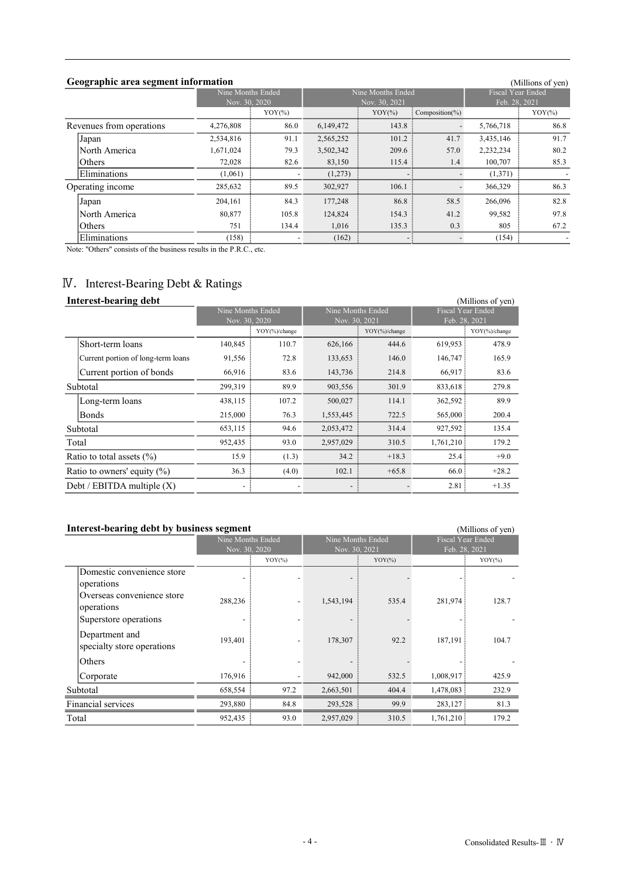### Geographic area segment information

(Millions of yen)

| | Nine Months Ended Nov. 30, 2020 | | Nine Months Ended Nov. 30, 2021 | | | Fiscal Year Ended Feb. 28, 2021 | |
|---|---|---|---|---|---|---|---|
| | | YOY(%) | | YOY(%) | Composition(%) | | YOY(%) |
| Revenues from operations | 4,276,808 | 86.0 | 6,149,472 | 143.8 | - | 5,766,718 | 86.8 |
| Japan | 2,534,816 | 91.1 | 2,565,252 | 101.2 | 41.7 | 3,435,146 | 91.7 |
| North America | 1,671,024 | 79.3 | 3,502,342 | 209.6 | 57.0 | 2,232,234 | 80.2 |
| Others | 72,028 | 82.6 | 83,150 | 115.4 | 1.4 | 100,707 | 85.3 |
| Eliminations | (1,061) | - | (1,273) | - | - | (1,371) | - |
| Operating income | 285,632 | 89.5 | 302,927 | 106.1 | - | 366,329 | 86.3 |
| Japan | 204,161 | 84.3 | 177,248 | 86.8 | 58.5 | 266,096 | 82.8 |
| North America | 80,877 | 105.8 | 124,824 | 154.3 | 41.2 | 99,582 | 97.8 |
| Others | 751 | 134.4 | 1,016 | 135.3 | 0.3 | 805 | 67.2 |
| Eliminations | (158) | - | (162) | - | - | (154) | - |

Note: "Others" consists of the business results in the P.R.C., etc.

## Ⅳ. Interest-Bearing Debt & Ratings

### Interest-bearing debt

(Millions of yen)

| | Nine Months Ended Nov. 30, 2020 | | Nine Months Ended Nov. 30, 2021 | | Fiscal Year Ended Feb. 28, 2021 | |
|---|---|---|---|---|---|---|
| | | YOY(%)/change | | YOY(%)/change | | YOY(%)/change |
| Short-term loans | 140,845 | 110.7 | 626,166 | 444.6 | 619,953 | 478.9 |
| Current portion of long-term loans | 91,556 | 72.8 | 133,653 | 146.0 | 146,747 | 165.9 |
| Current portion of bonds | 66,916 | 83.6 | 143,736 | 214.8 | 66,917 | 83.6 |
| Subtotal | 299,319 | 89.9 | 903,556 | 301.9 | 833,618 | 279.8 |
| Long-term loans | 438,115 | 107.2 | 500,027 | 114.1 | 362,592 | 89.9 |
| Bonds | 215,000 | 76.3 | 1,553,445 | 722.5 | 565,000 | 200.4 |
| Subtotal | 653,115 | 94.6 | 2,053,472 | 314.4 | 927,592 | 135.4 |
| Total | 952,435 | 93.0 | 2,957,029 | 310.5 | 1,761,210 | 179.2 |
| Ratio to total assets (%) | 15.9 | (1.3) | 34.2 | +18.3 | 25.4 | +9.0 |
| Ratio to owners' equity (%) | 36.3 | (4.0) | 102.1 | +65.8 | 66.0 | +28.2 |
| Debt / EBITDA multiple (X) | - | - | - | - | 2.81 | +1.35 |

### Interest-bearing debt by business segment

(Millions of yen)

| | Nine Months Ended Nov. 30, 2020 | | Nine Months Ended Nov. 30, 2021 | | Fiscal Year Ended Feb. 28, 2021 | |
|---|---|---|---|---|---|---|
| | | YOY(%) | | YOY(%) | | YOY(%) |
| Domestic convenience store operations | - | - | - | - | - | - |
| Overseas convenience store operations | 288,236 | - | 1,543,194 | 535.4 | 281,974 | 128.7 |
| Superstore operations | - | - | - | - | - | - |
| Department and specialty store operations | 193,401 | - | 178,307 | 92.2 | 187,191 | 104.7 |
| Others | - | - | - | - | - | - |
| Corporate | 176,916 | - | 942,000 | 532.5 | 1,008,917 | 425.9 |
| Subtotal | 658,554 | 97.2 | 2,663,501 | 404.4 | 1,478,083 | 232.9 |
| Financial services | 293,880 | 84.8 | 293,528 | 99.9 | 283,127 | 81.3 |
| Total | 952,435 | 93.0 | 2,957,029 | 310.5 | 1,761,210 | 179.2 |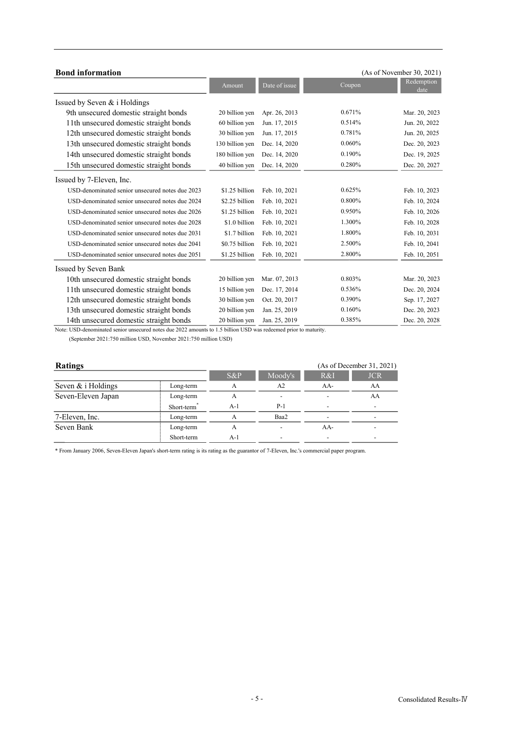## Bond information

(As of November 30, 2021)

| | Amount | Date of issue | Coupon | Redemption date |
|---|---|---|---|---|
| **Issued by Seven & i Holdings** | | | | |
| 9th unsecured domestic straight bonds | 20 billion yen | Apr. 26, 2013 | 0.671% | Mar. 20, 2023 |
| 11th unsecured domestic straight bonds | 60 billion yen | Jun. 17, 2015 | 0.514% | Jun. 20, 2022 |
| 12th unsecured domestic straight bonds | 30 billion yen | Jun. 17, 2015 | 0.781% | Jun. 20, 2025 |
| 13th unsecured domestic straight bonds | 130 billion yen | Dec. 14, 2020 | 0.060% | Dec. 20, 2023 |
| 14th unsecured domestic straight bonds | 180 billion yen | Dec. 14, 2020 | 0.190% | Dec. 19, 2025 |
| 15th unsecured domestic straight bonds | 40 billion yen | Dec. 14, 2020 | 0.280% | Dec. 20, 2027 |
| **Issued by 7-Eleven, Inc.** | | | | |
| USD-denominated senior unsecured notes due 2023 | $1.25 billion | Feb. 10, 2021 | 0.625% | Feb. 10, 2023 |
| USD-denominated senior unsecured notes due 2024 | $2.25 billion | Feb. 10, 2021 | 0.800% | Feb. 10, 2024 |
| USD-denominated senior unsecured notes due 2026 | $1.25 billion | Feb. 10, 2021 | 0.950% | Feb. 10, 2026 |
| USD-denominated senior unsecured notes due 2028 | $1.0 billion | Feb. 10, 2021 | 1.300% | Feb. 10, 2028 |
| USD-denominated senior unsecured notes due 2031 | $1.7 billion | Feb. 10, 2021 | 1.800% | Feb. 10, 2031 |
| USD-denominated senior unsecured notes due 2041 | $0.75 billion | Feb. 10, 2021 | 2.500% | Feb. 10, 2041 |
| USD-denominated senior unsecured notes due 2051 | $1.25 billion | Feb. 10, 2021 | 2.800% | Feb. 10, 2051 |
| **Issued by Seven Bank** | | | | |
| 10th unsecured domestic straight bonds | 20 billion yen | Mar. 07, 2013 | 0.803% | Mar. 20, 2023 |
| 11th unsecured domestic straight bonds | 15 billion yen | Dec. 17, 2014 | 0.536% | Dec. 20, 2024 |
| 12th unsecured domestic straight bonds | 30 billion yen | Oct. 20, 2017 | 0.390% | Sep. 17, 2027 |
| 13th unsecured domestic straight bonds | 20 billion yen | Jan. 25, 2019 | 0.160% | Dec. 20, 2023 |
| 14th unsecured domestic straight bonds | 20 billion yen | Jan. 25, 2019 | 0.385% | Dec. 20, 2028 |

Note: USD-denominated senior unsecured notes due 2022 amounts to 1.5 billion USD was redeemed prior to maturity.
(September 2021:750 million USD, November 2021:750 million USD)

## Ratings

(As of December 31, 2021)

| | | S&P | Moody's | R&I | JCR |
|---|---|---|---|---|---|
| Seven & i Holdings | Long-term | A | A2 | AA- | AA |
| Seven-Eleven Japan | Long-term | A | - | - | AA |
| | Short-term* | A-1 | P-1 | - | - |
| 7-Eleven, Inc. | Long-term | A | Baa2 | - | - |
| Seven Bank | Long-term | A | - | AA- | - |
| | Short-term | A-1 | - | - | - |

* From January 2006, Seven-Eleven Japan's short-term rating is its rating as the guarantor of 7-Eleven, Inc.'s commercial paper program.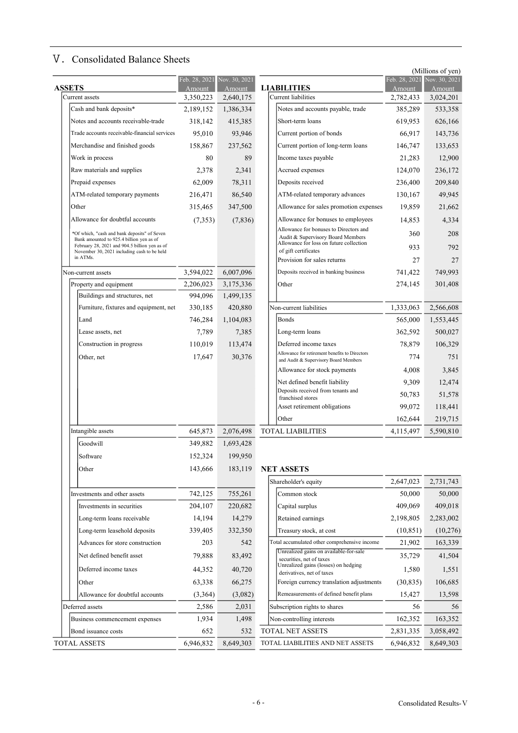# Ⅴ. Consolidated Balance Sheets

(Millions of yen)

| ASSETS | Feb. 28, 2021 Amount | Nov. 30, 2021 Amount |
|---|---|---|
| Current assets | 3,350,223 | 2,640,175 |
| Cash and bank deposits* | 2,189,152 | 1,386,334 |
| Notes and accounts receivable-trade | 318,142 | 415,385 |
| Trade accounts receivable-financial services | 95,010 | 93,946 |
| Merchandise and finished goods | 158,867 | 237,562 |
| Work in process | 80 | 89 |
| Raw materials and supplies | 2,378 | 2,341 |
| Prepaid expenses | 62,009 | 78,311 |
| ATM-related temporary payments | 216,471 | 86,540 |
| Other | 315,465 | 347,500 |
| Allowance for doubtful accounts | (7,353) | (7,836) |
| Non-current assets | 3,594,022 | 6,007,096 |
| Property and equipment | 2,206,023 | 3,175,336 |
| Buildings and structures, net | 994,096 | 1,499,135 |
| Furniture, fixtures and equipment, net | 330,185 | 420,880 |
| Land | 746,284 | 1,104,083 |
| Lease assets, net | 7,789 | 7,385 |
| Construction in progress | 110,019 | 113,474 |
| Other, net | 17,647 | 30,376 |
| Intangible assets | 645,873 | 2,076,498 |
| Goodwill | 349,882 | 1,693,428 |
| Software | 152,324 | 199,950 |
| Other | 143,666 | 183,119 |
| Investments and other assets | 742,125 | 755,261 |
| Investments in securities | 204,107 | 220,682 |
| Long-term loans receivable | 14,194 | 14,279 |
| Long-term leasehold deposits | 339,405 | 332,350 |
| Advances for store construction | 203 | 542 |
| Net defined benefit asset | 79,888 | 83,492 |
| Deferred income taxes | 44,352 | 40,720 |
| Other | 63,338 | 66,275 |
| Allowance for doubtful accounts | (3,364) | (3,082) |
| Deferred assets | 2,586 | 2,031 |
| Business commencement expenses | 1,934 | 1,498 |
| Bond issuance costs | 652 | 532 |
| TOTAL ASSETS | 6,946,832 | 8,649,303 |

*Of which, "cash and bank deposits" of Seven Bank amounted to 925.4 billion yen as of February 28, 2021 and 904.5 billion yen as of November 30, 2021 including cash to be held in ATMs.

| LIABILITIES | Feb. 28, 2021 Amount | Nov. 30, 2021 Amount |
|---|---|---|
| Current liabilities | 2,782,433 | 3,024,201 |
| Notes and accounts payable, trade | 385,289 | 533,358 |
| Short-term loans | 619,953 | 626,166 |
| Current portion of bonds | 66,917 | 143,736 |
| Current portion of long-term loans | 146,747 | 133,653 |
| Income taxes payable | 21,283 | 12,900 |
| Accrued expenses | 124,070 | 236,172 |
| Deposits received | 236,400 | 209,840 |
| ATM-related temporary advances | 130,167 | 49,945 |
| Allowance for sales promotion expenses | 19,859 | 21,662 |
| Allowance for bonuses to employees | 14,853 | 4,334 |
| Allowance for bonuses to Directors and Audit & Supervisory Board Members | 360 | 208 |
| Allowance for loss on future collection of gift certificates | 933 | 792 |
| Provision for sales returns | 27 | 27 |
| Deposits received in banking business | 741,422 | 749,993 |
| Other | 274,145 | 301,408 |
| Non-current liabilities | 1,333,063 | 2,566,608 |
| Bonds | 565,000 | 1,553,445 |
| Long-term loans | 362,592 | 500,027 |
| Deferred income taxes | 78,879 | 106,329 |
| Allowance for retirement benefits to Directors and Audit & Supervisory Board Members | 774 | 751 |
| Allowance for stock payments | 4,008 | 3,845 |
| Net defined benefit liability | 9,309 | 12,474 |
| Deposits received from tenants and franchised stores | 50,783 | 51,578 |
| Asset retirement obligations | 99,072 | 118,441 |
| Other | 162,644 | 219,715 |
| TOTAL LIABILITIES | 4,115,497 | 5,590,810 |
| **NET ASSETS** | | |
| Shareholder's equity | 2,647,023 | 2,731,743 |
| Common stock | 50,000 | 50,000 |
| Capital surplus | 409,069 | 409,018 |
| Retained earnings | 2,198,805 | 2,283,002 |
| Treasury stock, at cost | (10,851) | (10,276) |
| Total accumulated other comprehensive income | 21,902 | 163,339 |
| Unrealized gains on available-for-sale securities, net of taxes | 35,729 | 41,504 |
| Unrealized gains (losses) on hedging derivatives, net of taxes | 1,580 | 1,551 |
| Foreign currency translation adjustments | (30,835) | 106,685 |
| Remeasurements of defined benefit plans | 15,427 | 13,598 |
| Subscription rights to shares | 56 | 56 |
| Non-controlling interests | 162,352 | 163,352 |
| TOTAL NET ASSETS | 2,831,335 | 3,058,492 |
| TOTAL LIABILITIES AND NET ASSETS | 6,946,832 | 8,649,303 |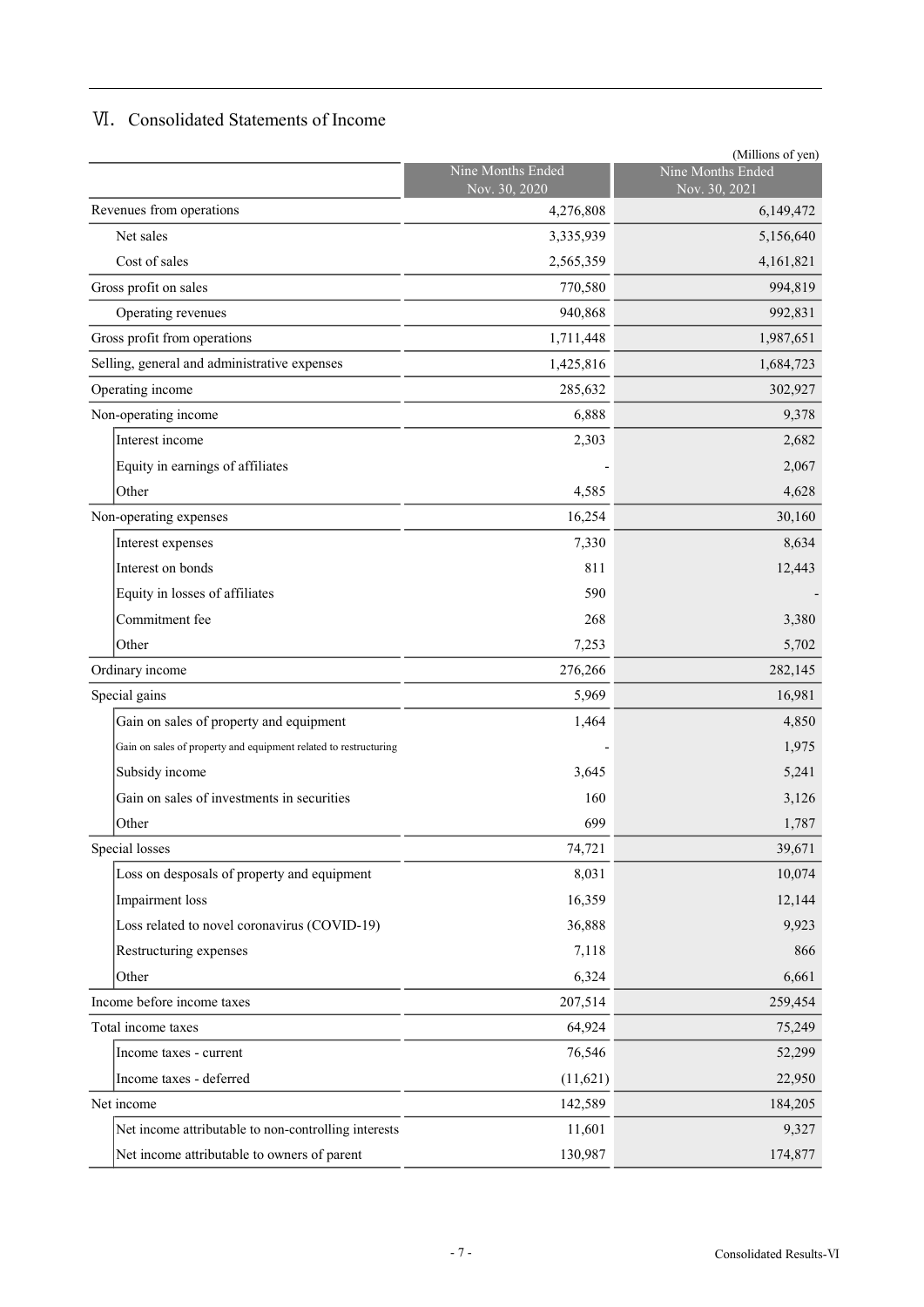## Ⅵ. Consolidated Statements of Income

(Millions of yen)

| | Nine Months Ended Nov. 30, 2020 | Nine Months Ended Nov. 30, 2021 |
|---|---|---|
| Revenues from operations | 4,276,808 | 6,149,472 |
| Net sales | 3,335,939 | 5,156,640 |
| Cost of sales | 2,565,359 | 4,161,821 |
| Gross profit on sales | 770,580 | 994,819 |
| Operating revenues | 940,868 | 992,831 |
| Gross profit from operations | 1,711,448 | 1,987,651 |
| Selling, general and administrative expenses | 1,425,816 | 1,684,723 |
| Operating income | 285,632 | 302,927 |
| Non-operating income | 6,888 | 9,378 |
| Interest income | 2,303 | 2,682 |
| Equity in earnings of affiliates | - | 2,067 |
| Other | 4,585 | 4,628 |
| Non-operating expenses | 16,254 | 30,160 |
| Interest expenses | 7,330 | 8,634 |
| Interest on bonds | 811 | 12,443 |
| Equity in losses of affiliates | 590 | - |
| Commitment fee | 268 | 3,380 |
| Other | 7,253 | 5,702 |
| Ordinary income | 276,266 | 282,145 |
| Special gains | 5,969 | 16,981 |
| Gain on sales of property and equipment | 1,464 | 4,850 |
| Gain on sales of property and equipment related to restructuring | - | 1,975 |
| Subsidy income | 3,645 | 5,241 |
| Gain on sales of investments in securities | 160 | 3,126 |
| Other | 699 | 1,787 |
| Special losses | 74,721 | 39,671 |
| Loss on desposals of property and equipment | 8,031 | 10,074 |
| Impairment loss | 16,359 | 12,144 |
| Loss related to novel coronavirus (COVID-19) | 36,888 | 9,923 |
| Restructuring expenses | 7,118 | 866 |
| Other | 6,324 | 6,661 |
| Income before income taxes | 207,514 | 259,454 |
| Total income taxes | 64,924 | 75,249 |
| Income taxes - current | 76,546 | 52,299 |
| Income taxes - deferred | (11,621) | 22,950 |
| Net income | 142,589 | 184,205 |
| Net income attributable to non-controlling interests | 11,601 | 9,327 |
| Net income attributable to owners of parent | 130,987 | 174,877 |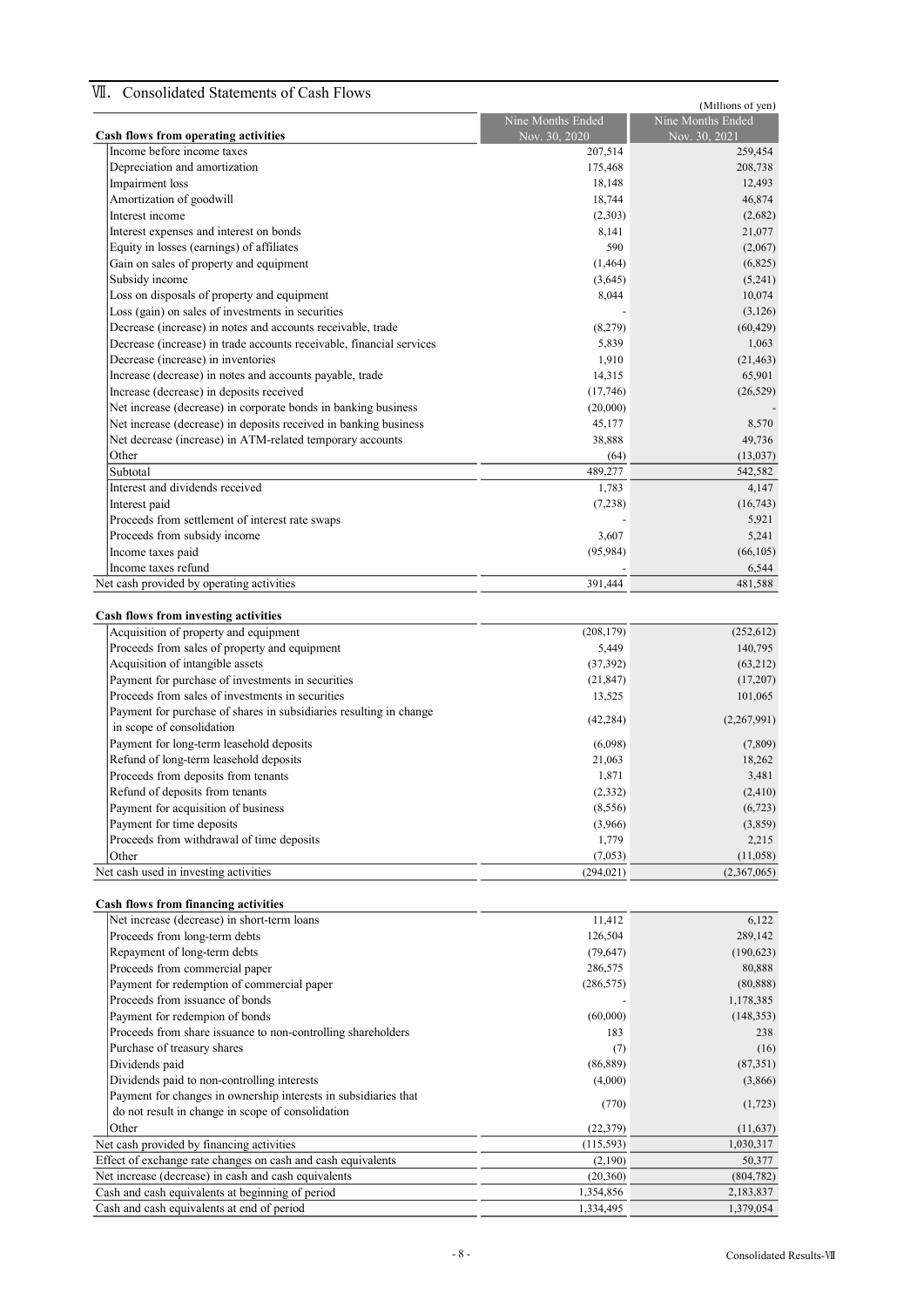## Ⅶ. Consolidated Statements of Cash Flows

(Millions of yen)

| Cash flows from operating activities | Nine Months Ended Nov. 30, 2020 | Nine Months Ended Nov. 30, 2021 |
|---|---|---|
| Income before income taxes | 207,514 | 259,454 |
| Depreciation and amortization | 175,468 | 208,738 |
| Impairment loss | 18,148 | 12,493 |
| Amortization of goodwill | 18,744 | 46,874 |
| Interest income | (2,303) | (2,682) |
| Interest expenses and interest on bonds | 8,141 | 21,077 |
| Equity in losses (earnings) of affiliates | 590 | (2,067) |
| Gain on sales of property and equipment | (1,464) | (6,825) |
| Subsidy income | (3,645) | (5,241) |
| Loss on disposals of property and equipment | 8,044 | 10,074 |
| Loss (gain) on sales of investments in securities | - | (3,126) |
| Decrease (increase) in notes and accounts receivable, trade | (8,279) | (60,429) |
| Decrease (increase) in trade accounts receivable, financial services | 5,839 | 1,063 |
| Decrease (increase) in inventories | 1,910 | (21,463) |
| Increase (decrease) in notes and accounts payable, trade | 14,315 | 65,901 |
| Increase (decrease) in deposits received | (17,746) | (26,529) |
| Net increase (decrease) in corporate bonds in banking business | (20,000) | - |
| Net increase (decrease) in deposits received in banking business | 45,177 | 8,570 |
| Net decrease (increase) in ATM-related temporary accounts | 38,888 | 49,736 |
| Other | (64) | (13,037) |
| Subtotal | 489,277 | 542,582 |
| Interest and dividends received | 1,783 | 4,147 |
| Interest paid | (7,238) | (16,743) |
| Proceeds from settlement of interest rate swaps | - | 5,921 |
| Proceeds from subsidy income | 3,607 | 5,241 |
| Income taxes paid | (95,984) | (66,105) |
| Income taxes refund | - | 6,544 |
| Net cash provided by operating activities | 391,444 | 481,588 |
| **Cash flows from investing activities** | | |
| Acquisition of property and equipment | (208,179) | (252,612) |
| Proceeds from sales of property and equipment | 5,449 | 140,795 |
| Acquisition of intangible assets | (37,392) | (63,212) |
| Payment for purchase of investments in securities | (21,847) | (17,207) |
| Proceeds from sales of investments in securities | 13,525 | 101,065 |
| Payment for purchase of shares in subsidiaries resulting in change in scope of consolidation | (42,284) | (2,267,991) |
| Payment for long-term leasehold deposits | (6,098) | (7,809) |
| Refund of long-term leasehold deposits | 21,063 | 18,262 |
| Proceeds from deposits from tenants | 1,871 | 3,481 |
| Refund of deposits from tenants | (2,332) | (2,410) |
| Payment for acquisition of business | (8,556) | (6,723) |
| Payment for time deposits | (3,966) | (3,859) |
| Proceeds from withdrawal of time deposits | 1,779 | 2,215 |
| Other | (7,053) | (11,058) |
| Net cash used in investing activities | (294,021) | (2,367,065) |
| **Cash flows from financing activities** | | |
| Net increase (decrease) in short-term loans | 11,412 | 6,122 |
| Proceeds from long-term debts | 126,504 | 289,142 |
| Repayment of long-term debts | (79,647) | (190,623) |
| Proceeds from commercial paper | 286,575 | 80,888 |
| Payment for redemption of commercial paper | (286,575) | (80,888) |
| Proceeds from issuance of bonds | - | 1,178,385 |
| Payment for redempion of bonds | (60,000) | (148,353) |
| Proceeds from share issuance to non-controlling shareholders | 183 | 238 |
| Purchase of treasury shares | (7) | (16) |
| Dividends paid | (86,889) | (87,351) |
| Dividends paid to non-controlling interests | (4,000) | (3,866) |
| Payment for changes in ownership interests in subsidiaries that do not result in change in scope of consolidation | (770) | (1,723) |
| Other | (22,379) | (11,637) |
| Net cash provided by financing activities | (115,593) | 1,030,317 |
| Effect of exchange rate changes on cash and cash equivalents | (2,190) | 50,377 |
| Net increase (decrease) in cash and cash equivalents | (20,360) | (804,782) |
| Cash and cash equivalents at beginning of period | 1,354,856 | 2,183,837 |
| Cash and cash equivalents at end of period | 1,334,495 | 1,379,054 |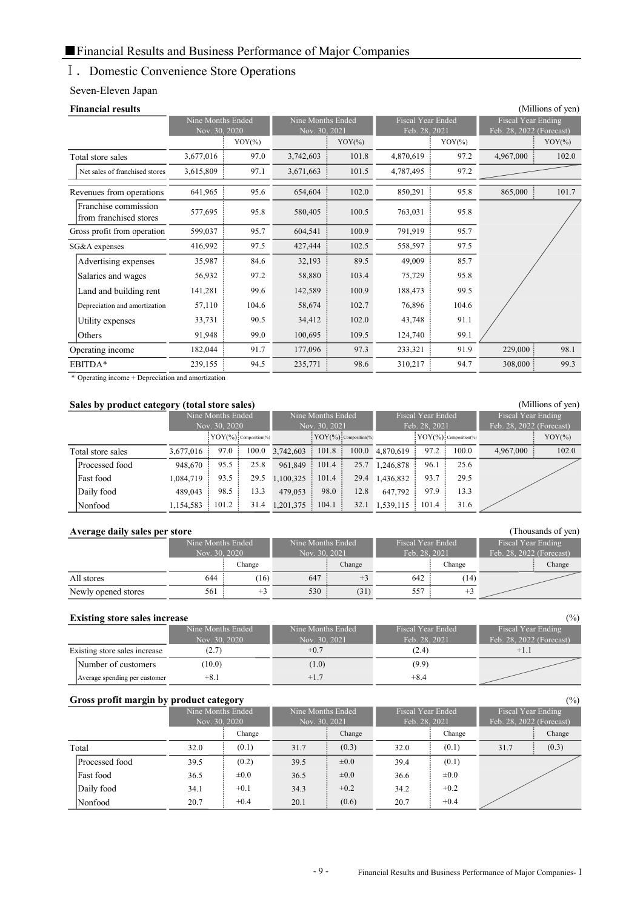■Financial Results and Business Performance of Major Companies

# Ⅰ. Domestic Convenience Store Operations

## Seven-Eleven Japan

**Financial results** (Millions of yen)

| | Nine Months Ended Nov. 30, 2020 | | Nine Months Ended Nov. 30, 2021 | | Fiscal Year Ended Feb. 28, 2021 | | Fiscal Year Ending Feb. 28, 2022 (Forecast) | |
|---|---|---|---|---|---|---|---|---|
| | | YOY(%) | | YOY(%) | | YOY(%) | | YOY(%) |
| Total store sales | 3,677,016 | 97.0 | 3,742,603 | 101.8 | 4,870,619 | 97.2 | 4,967,000 | 102.0 |
| Net sales of franchised stores | 3,615,809 | 97.1 | 3,671,663 | 101.5 | 4,787,495 | 97.2 | | |
| Revenues from operations | 641,965 | 95.6 | 654,604 | 102.0 | 850,291 | 95.8 | 865,000 | 101.7 |
| Franchise commission from franchised stores | 577,695 | 95.8 | 580,405 | 100.5 | 763,031 | 95.8 | | |
| Gross profit from operation | 599,037 | 95.7 | 604,541 | 100.9 | 791,919 | 95.7 | | |
| SG&A expenses | 416,992 | 97.5 | 427,444 | 102.5 | 558,597 | 97.5 | | |
| Advertising expenses | 35,987 | 84.6 | 32,193 | 89.5 | 49,009 | 85.7 | | |
| Salaries and wages | 56,932 | 97.2 | 58,880 | 103.4 | 75,729 | 95.8 | | |
| Land and building rent | 141,281 | 99.6 | 142,589 | 100.9 | 188,473 | 99.5 | | |
| Depreciation and amortization | 57,110 | 104.6 | 58,674 | 102.7 | 76,896 | 104.6 | | |
| Utility expenses | 33,731 | 90.5 | 34,412 | 102.0 | 43,748 | 91.1 | | |
| Others | 91,948 | 99.0 | 100,695 | 109.5 | 124,740 | 99.1 | | |
| Operating income | 182,044 | 91.7 | 177,096 | 97.3 | 233,321 | 91.9 | 229,000 | 98.1 |
| EBITDA* | 239,155 | 94.5 | 235,771 | 98.6 | 310,217 | 94.7 | 308,000 | 99.3 |

* Operating income + Depreciation and amortization

**Sales by product category (total store sales)** (Millions of yen)

| | Nine Months Ended Nov. 30, 2020 | | | Nine Months Ended Nov. 30, 2021 | | | Fiscal Year Ended Feb. 28, 2021 | | | Fiscal Year Ending Feb. 28, 2022 (Forecast) | |
|---|---|---|---|---|---|---|---|---|---|---|---|
| | | YOY(%) | Composition(%) | | YOY(%) | Composition(%) | | YOY(%) | Composition(%) | | YOY(%) |
| Total store sales | 3,677,016 | 97.0 | 100.0 | 3,742,603 | 101.8 | 100.0 | 4,870,619 | 97.2 | 100.0 | 4,967,000 | 102.0 |
| Processed food | 948,670 | 95.5 | 25.8 | 961,849 | 101.4 | 25.7 | 1,246,878 | 96.1 | 25.6 | | |
| Fast food | 1,084,719 | 93.5 | 29.5 | 1,100,325 | 101.4 | 29.4 | 1,436,832 | 93.7 | 29.5 | | |
| Daily food | 489,043 | 98.5 | 13.3 | 479,053 | 98.0 | 12.8 | 647,792 | 97.9 | 13.3 | | |
| Nonfood | 1,154,583 | 101.2 | 31.4 | 1,201,375 | 104.1 | 32.1 | 1,539,115 | 101.4 | 31.6 | | |

**Average daily sales per store** (Thousands of yen)

| | Nine Months Ended Nov. 30, 2020 | | Nine Months Ended Nov. 30, 2021 | | Fiscal Year Ended Feb. 28, 2021 | | Fiscal Year Ending Feb. 28, 2022 (Forecast) | |
|---|---|---|---|---|---|---|---|---|
| | | Change | | Change | | Change | | Change |
| All stores | 644 | (16) | 647 | +3 | 642 | (14) | | |
| Newly opened stores | 561 | +3 | 530 | (31) | 557 | +3 | | |

**Existing store sales increase** (%)

| | Nine Months Ended Nov. 30, 2020 | Nine Months Ended Nov. 30, 2021 | Fiscal Year Ended Feb. 28, 2021 | Fiscal Year Ending Feb. 28, 2022 (Forecast) |
|---|---|---|---|---|
| Existing store sales increase | (2.7) | +0.7 | (2.4) | +1.1 |
| Number of customers | (10.0) | (1.0) | (9.9) | |
| Average spending per customer | +8.1 | +1.7 | +8.4 | |

**Gross profit margin by product category** (%)

| | Nine Months Ended Nov. 30, 2020 | | Nine Months Ended Nov. 30, 2021 | | Fiscal Year Ended Feb. 28, 2021 | | Fiscal Year Ending Feb. 28, 2022 (Forecast) | |
|---|---|---|---|---|---|---|---|---|
| | | Change | | Change | | Change | | Change |
| Total | 32.0 | (0.1) | 31.7 | (0.3) | 32.0 | (0.1) | 31.7 | (0.3) |
| Processed food | 39.5 | (0.2) | 39.5 | ±0.0 | 39.4 | (0.1) | | |
| Fast food | 36.5 | ±0.0 | 36.5 | ±0.0 | 36.6 | ±0.0 | | |
| Daily food | 34.1 | +0.1 | 34.3 | +0.2 | 34.2 | +0.2 | | |
| Nonfood | 20.7 | +0.4 | 20.1 | (0.6) | 20.7 | +0.4 | | |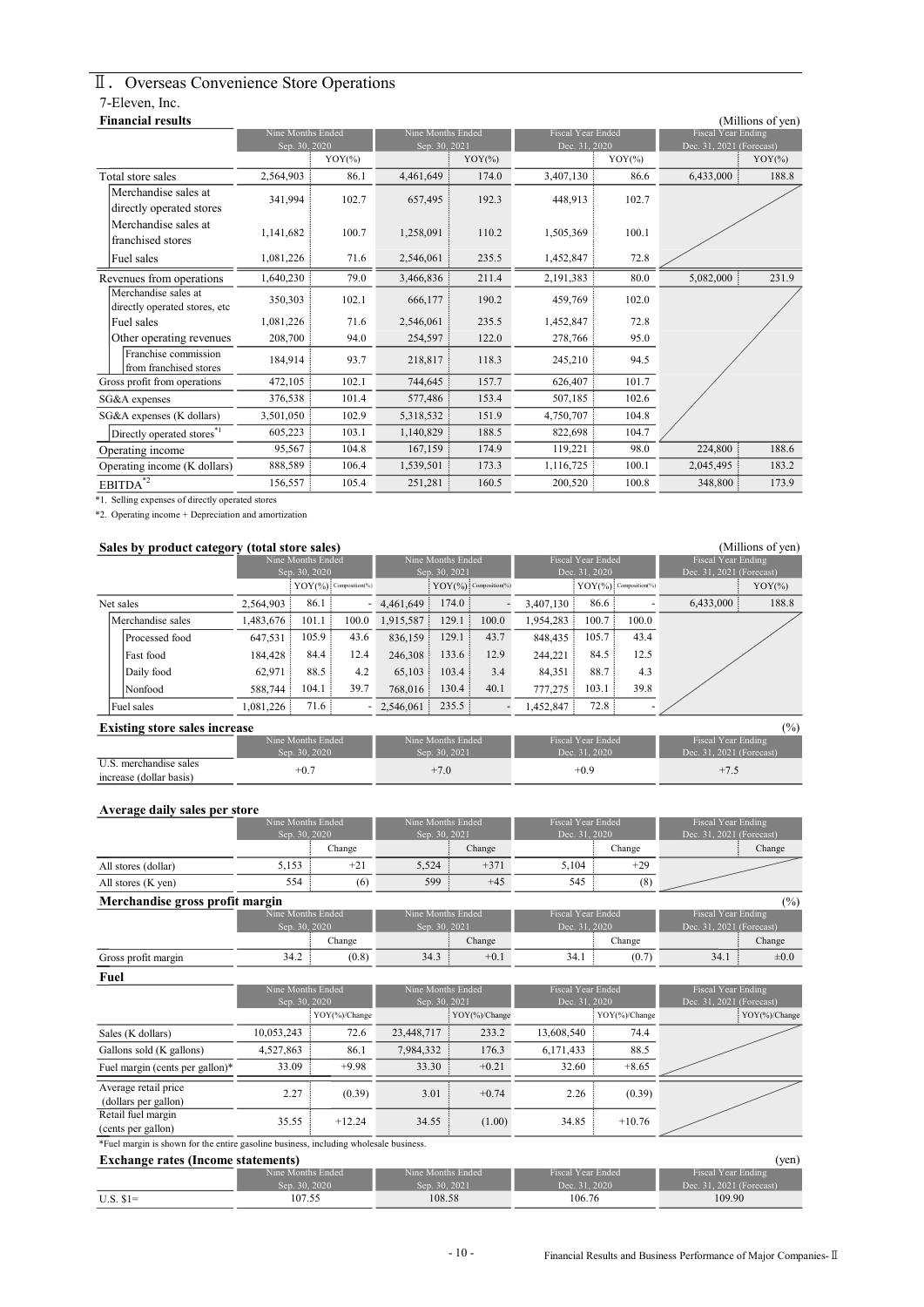## Ⅱ. Overseas Convenience Store Operations

### 7-Eleven, Inc.

**Financial results**

(Millions of yen)

| | Nine Months Ended Sep. 30, 2020 | | Nine Months Ended Sep. 30, 2021 | | Fiscal Year Ended Dec. 31, 2020 | | Fiscal Year Ending Dec. 31, 2021 (Forecast) | |
|---|---|---|---|---|---|---|---|---|
| | | YOY(%) | | YOY(%) | | YOY(%) | | YOY(%) |
| Total store sales | 2,564,903 | 86.1 | 4,461,649 | 174.0 | 3,407,130 | 86.6 | 6,433,000 | 188.8 |
| Merchandise sales at directly operated stores | 341,994 | 102.7 | 657,495 | 192.3 | 448,913 | 102.7 | | |
| Merchandise sales at franchised stores | 1,141,682 | 100.7 | 1,258,091 | 110.2 | 1,505,369 | 100.1 | | |
| Fuel sales | 1,081,226 | 71.6 | 2,546,061 | 235.5 | 1,452,847 | 72.8 | | |
| Revenues from operations | 1,640,230 | 79.0 | 3,466,836 | 211.4 | 2,191,383 | 80.0 | 5,082,000 | 231.9 |
| Merchandise sales at directly operated stores, etc | 350,303 | 102.1 | 666,177 | 190.2 | 459,769 | 102.0 | | |
| Fuel sales | 1,081,226 | 71.6 | 2,546,061 | 235.5 | 1,452,847 | 72.8 | | |
| Other operating revenues | 208,700 | 94.0 | 254,597 | 122.0 | 278,766 | 95.0 | | |
| Franchise commission from franchised stores | 184,914 | 93.7 | 218,817 | 118.3 | 245,210 | 94.5 | | |
| Gross profit from operations | 472,105 | 102.1 | 744,645 | 157.7 | 626,407 | 101.7 | | |
| SG&A expenses | 376,538 | 101.4 | 577,486 | 153.4 | 507,185 | 102.6 | | |
| SG&A expenses (K dollars) | 3,501,050 | 102.9 | 5,318,532 | 151.9 | 4,750,707 | 104.8 | | |
| Directly operated stores[*1] | 605,223 | 103.1 | 1,140,829 | 188.5 | 822,698 | 104.7 | | |
| Operating income | 95,567 | 104.8 | 167,159 | 174.9 | 119,221 | 98.0 | 224,800 | 188.6 |
| Operating income (K dollars) | 888,589 | 106.4 | 1,539,501 | 173.3 | 1,116,725 | 100.1 | 2,045,495 | 183.2 |
| EBITDA[*2] | 156,557 | 105.4 | 251,281 | 160.5 | 200,520 | 100.8 | 348,800 | 173.9 |

*1. Selling expenses of directly operated stores

*2. Operating income + Depreciation and amortization

**Sales by product category (total store sales)**

(Millions of yen)

| | Nine Months Ended Sep. 30, 2020 | | | Nine Months Ended Sep. 30, 2021 | | | Fiscal Year Ended Dec. 31, 2020 | | | Fiscal Year Ending Dec. 31, 2021 (Forecast) | |
|---|---|---|---|---|---|---|---|---|---|---|---|
| | | YOY(%) | Composition(%) | | YOY(%) | Composition(%) | | YOY(%) | Composition(%) | | YOY(%) |
| Net sales | 2,564,903 | 86.1 | - | 4,461,649 | 174.0 | - | 3,407,130 | 86.6 | - | 6,433,000 | 188.8 |
| Merchandise sales | 1,483,676 | 101.1 | 100.0 | 1,915,587 | 129.1 | 100.0 | 1,954,283 | 100.7 | 100.0 | | |
| Processed food | 647,531 | 105.9 | 43.6 | 836,159 | 129.1 | 43.7 | 848,435 | 105.7 | 43.4 | | |
| Fast food | 184,428 | 84.4 | 12.4 | 246,308 | 133.6 | 12.9 | 244,221 | 84.5 | 12.5 | | |
| Daily food | 62,971 | 88.5 | 4.2 | 65,103 | 103.4 | 3.4 | 84,351 | 88.7 | 4.3 | | |
| Nonfood | 588,744 | 104.1 | 39.7 | 768,016 | 130.4 | 40.1 | 777,275 | 103.1 | 39.8 | | |
| Fuel sales | 1,081,226 | 71.6 | - | 2,546,061 | 235.5 | - | 1,452,847 | 72.8 | - | | |

**Existing store sales increase**

(%)

| | Nine Months Ended Sep. 30, 2020 | Nine Months Ended Sep. 30, 2021 | Fiscal Year Ended Dec. 31, 2020 | Fiscal Year Ending Dec. 31, 2021 (Forecast) |
|---|---|---|---|---|
| U.S. merchandise sales increase (dollar basis) | +0.7 | +7.0 | +0.9 | +7.5 |

**Average daily sales per store**

| | Nine Months Ended Sep. 30, 2020 | | Nine Months Ended Sep. 30, 2021 | | Fiscal Year Ended Dec. 31, 2020 | | Fiscal Year Ending Dec. 31, 2021 (Forecast) | |
|---|---|---|---|---|---|---|---|---|
| | | Change | | Change | | Change | | Change |
| All stores (dollar) | 5,153 | +21 | 5,524 | +371 | 5,104 | +29 | | |
| All stores (K yen) | 554 | (6) | 599 | +45 | 545 | (8) | | |

**Merchandise gross profit margin**

(%)

| | Nine Months Ended Sep. 30, 2020 | | Nine Months Ended Sep. 30, 2021 | | Fiscal Year Ended Dec. 31, 2020 | | Fiscal Year Ending Dec. 31, 2021 (Forecast) | |
|---|---|---|---|---|---|---|---|---|
| | | Change | | Change | | Change | | Change |
| Gross profit margin | 34.2 | (0.8) | 34.3 | +0.1 | 34.1 | (0.7) | 34.1 | ±0.0 |

**Fuel**

| | Nine Months Ended Sep. 30, 2020 | | Nine Months Ended Sep. 30, 2021 | | Fiscal Year Ended Dec. 31, 2020 | | Fiscal Year Ending Dec. 31, 2021 (Forecast) | |
|---|---|---|---|---|---|---|---|---|
| | | YOY(%)/Change | | YOY(%)/Change | | YOY(%)/Change | | YOY(%)/Change |
| Sales (K dollars) | 10,053,243 | 72.6 | 23,448,717 | 233.2 | 13,608,540 | 74.4 | | |
| Gallons sold (K gallons) | 4,527,863 | 86.1 | 7,984,332 | 176.3 | 6,171,433 | 88.5 | | |
| Fuel margin (cents per gallon)* | 33.09 | +9.98 | 33.30 | +0.21 | 32.60 | +8.65 | | |
| Average retail price (dollars per gallon) | 2.27 | (0.39) | 3.01 | +0.74 | 2.26 | (0.39) | | |
| Retail fuel margin (cents per gallon) | 35.55 | +12.24 | 34.55 | (1.00) | 34.85 | +10.76 | | |

*Fuel margin is shown for the entire gasoline business, including wholesale business.

**Exchange rates (Income statements)**

(yen)

| | Nine Months Ended Sep. 30, 2020 | Nine Months Ended Sep. 30, 2021 | Fiscal Year Ended Dec. 31, 2020 | Fiscal Year Ending Dec. 31, 2021 (Forecast) |
|---|---|---|---|---|
| U.S. $1= | 107.55 | 108.58 | 106.76 | 109.90 |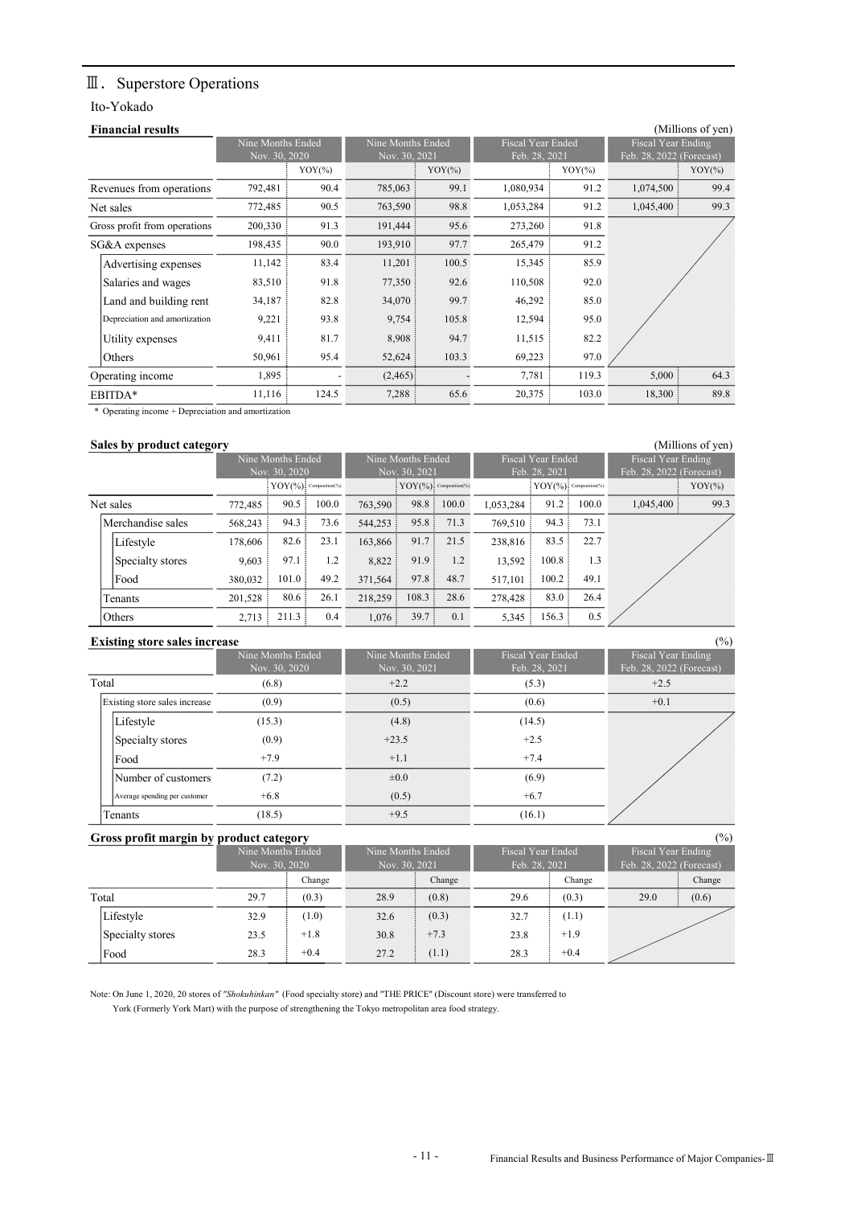## Ⅲ. Superstore Operations

### Ito-Yokado

**Financial results**

(Millions of yen)

| | Nine Months Ended Nov. 30, 2020 | | Nine Months Ended Nov. 30, 2021 | | Fiscal Year Ended Feb. 28, 2021 | | Fiscal Year Ending Feb. 28, 2022 (Forecast) | |
|---|---|---|---|---|---|---|---|---|
| | | YOY(%) | | YOY(%) | | YOY(%) | | YOY(%) |
| Revenues from operations | 792,481 | 90.4 | 785,063 | 99.1 | 1,080,934 | 91.2 | 1,074,500 | 99.4 |
| Net sales | 772,485 | 90.5 | 763,590 | 98.8 | 1,053,284 | 91.2 | 1,045,400 | 99.3 |
| Gross profit from operations | 200,330 | 91.3 | 191,444 | 95.6 | 273,260 | 91.8 | | |
| SG&A expenses | 198,435 | 90.0 | 193,910 | 97.7 | 265,479 | 91.2 | | |
| Advertising expenses | 11,142 | 83.4 | 11,201 | 100.5 | 15,345 | 85.9 | | |
| Salaries and wages | 83,510 | 91.8 | 77,350 | 92.6 | 110,508 | 92.0 | | |
| Land and building rent | 34,187 | 82.8 | 34,070 | 99.7 | 46,292 | 85.0 | | |
| Depreciation and amortization | 9,221 | 93.8 | 9,754 | 105.8 | 12,594 | 95.0 | | |
| Utility expenses | 9,411 | 81.7 | 8,908 | 94.7 | 11,515 | 82.2 | | |
| Others | 50,961 | 95.4 | 52,624 | 103.3 | 69,223 | 97.0 | | |
| Operating income | 1,895 | - | (2,465) | - | 7,781 | 119.3 | 5,000 | 64.3 |
| EBITDA* | 11,116 | 124.5 | 7,288 | 65.6 | 20,375 | 103.0 | 18,300 | 89.8 |

* Operating income + Depreciation and amortization

**Sales by product category**

(Millions of yen)

| | Nine Months Ended Nov. 30, 2020 | | | Nine Months Ended Nov. 30, 2021 | | | Fiscal Year Ended Feb. 28, 2021 | | | Fiscal Year Ending Feb. 28, 2022 (Forecast) | |
|---|---|---|---|---|---|---|---|---|---|---|---|
| | | YOY(%) | Composition(%) | | YOY(%) | Composition(%) | | YOY(%) | Composition(%) | | YOY(%) |
| Net sales | 772,485 | 90.5 | 100.0 | 763,590 | 98.8 | 100.0 | 1,053,284 | 91.2 | 100.0 | 1,045,400 | 99.3 |
| Merchandise sales | 568,243 | 94.3 | 73.6 | 544,253 | 95.8 | 71.3 | 769,510 | 94.3 | 73.1 | | |
| Lifestyle | 178,606 | 82.6 | 23.1 | 163,866 | 91.7 | 21.5 | 238,816 | 83.5 | 22.7 | | |
| Specialty stores | 9,603 | 97.1 | 1.2 | 8,822 | 91.9 | 1.2 | 13,592 | 100.8 | 1.3 | | |
| Food | 380,032 | 101.0 | 49.2 | 371,564 | 97.8 | 48.7 | 517,101 | 100.2 | 49.1 | | |
| Tenants | 201,528 | 80.6 | 26.1 | 218,259 | 108.3 | 28.6 | 278,428 | 83.0 | 26.4 | | |
| Others | 2,713 | 211.3 | 0.4 | 1,076 | 39.7 | 0.1 | 5,345 | 156.3 | 0.5 | | |

**Existing store sales increase**

(%)

| | Nine Months Ended Nov. 30, 2020 | Nine Months Ended Nov. 30, 2021 | Fiscal Year Ended Feb. 28, 2021 | Fiscal Year Ending Feb. 28, 2022 (Forecast) |
|---|---|---|---|---|
| Total | (6.8) | +2.2 | (5.3) | +2.5 |
| Existing store sales increase | (0.9) | (0.5) | (0.6) | +0.1 |
| Lifestyle | (15.3) | (4.8) | (14.5) | |
| Specialty stores | (0.9) | +23.5 | +2.5 | |
| Food | +7.9 | +1.1 | +7.4 | |
| Number of customers | (7.2) | ±0.0 | (6.9) | |
| Average spending per customer | +6.8 | (0.5) | +6.7 | |
| Tenants | (18.5) | +9.5 | (16.1) | |

**Gross profit margin by product category**

(%)

| | Nine Months Ended Nov. 30, 2020 | | Nine Months Ended Nov. 30, 2021 | | Fiscal Year Ended Feb. 28, 2021 | | Fiscal Year Ending Feb. 28, 2022 (Forecast) | |
|---|---|---|---|---|---|---|---|---|
| | | Change | | Change | | Change | | Change |
| Total | 29.7 | (0.3) | 28.9 | (0.8) | 29.6 | (0.3) | 29.0 | (0.6) |
| Lifestyle | 32.9 | (1.0) | 32.6 | (0.3) | 32.7 | (1.1) | | |
| Specialty stores | 23.5 | +1.8 | 30.8 | +7.3 | 23.8 | +1.9 | | |
| Food | 28.3 | +0.4 | 27.2 | (1.1) | 28.3 | +0.4 | | |

Note: On June 1, 2020, 20 stores of *"Shokuhinkan"* (Food specialty store) and "THE PRICE" (Discount store) were transferred to York (Formerly York Mart) with the purpose of strengthening the Tokyo metropolitan area food strategy.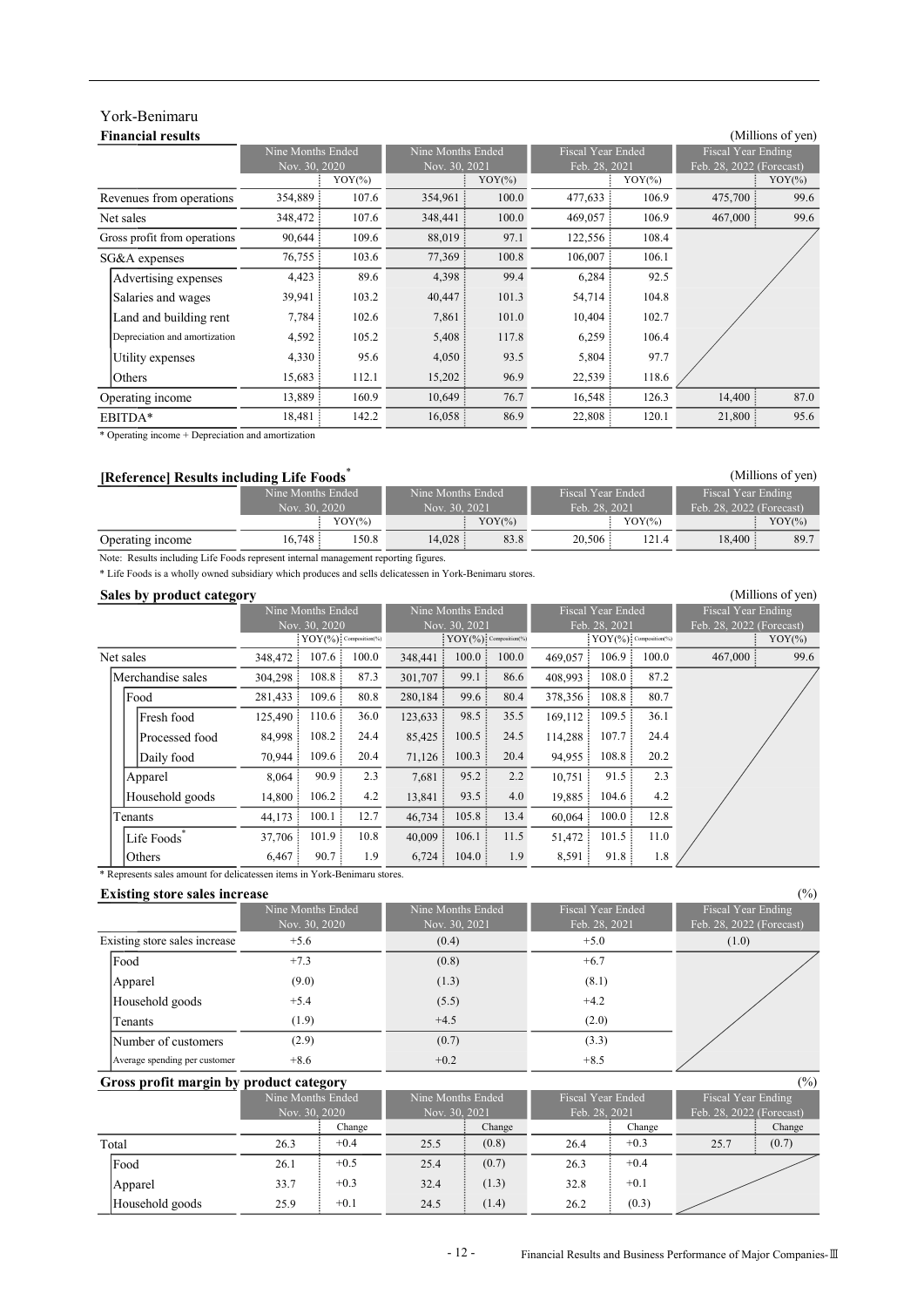# York-Benimaru

## Financial results

(Millions of yen)

| | Nine Months Ended Nov. 30, 2020 | | Nine Months Ended Nov. 30, 2021 | | Fiscal Year Ended Feb. 28, 2021 | | Fiscal Year Ending Feb. 28, 2022 (Forecast) | |
|---|---|---|---|---|---|---|---|---|
| | | YOY(%) | | YOY(%) | | YOY(%) | | YOY(%) |
| Revenues from operations | 354,889 | 107.6 | 354,961 | 100.0 | 477,633 | 106.9 | 475,700 | 99.6 |
| Net sales | 348,472 | 107.6 | 348,441 | 100.0 | 469,057 | 106.9 | 467,000 | 99.6 |
| Gross profit from operations | 90,644 | 109.6 | 88,019 | 97.1 | 122,556 | 108.4 | | |
| SG&A expenses | 76,755 | 103.6 | 77,369 | 100.8 | 106,007 | 106.1 | | |
| Advertising expenses | 4,423 | 89.6 | 4,398 | 99.4 | 6,284 | 92.5 | | |
| Salaries and wages | 39,941 | 103.2 | 40,447 | 101.3 | 54,714 | 104.8 | | |
| Land and building rent | 7,784 | 102.6 | 7,861 | 101.0 | 10,404 | 102.7 | | |
| Depreciation and amortization | 4,592 | 105.2 | 5,408 | 117.8 | 6,259 | 106.4 | | |
| Utility expenses | 4,330 | 95.6 | 4,050 | 93.5 | 5,804 | 97.7 | | |
| Others | 15,683 | 112.1 | 15,202 | 96.9 | 22,539 | 118.6 | | |
| Operating income | 13,889 | 160.9 | 10,649 | 76.7 | 16,548 | 126.3 | 14,400 | 87.0 |
| EBITDA* | 18,481 | 142.2 | 16,058 | 86.9 | 22,808 | 120.1 | 21,800 | 95.6 |

* Operating income + Depreciation and amortization

## [Reference] Results including Life Foods*

(Millions of yen)

| | Nine Months Ended Nov. 30, 2020 | | Nine Months Ended Nov. 30, 2021 | | Fiscal Year Ended Feb. 28, 2021 | | Fiscal Year Ending Feb. 28, 2022 (Forecast) | |
|---|---|---|---|---|---|---|---|---|
| | | YOY(%) | | YOY(%) | | YOY(%) | | YOY(%) |
| Operating income | 16,748 | 150.8 | 14,028 | 83.8 | 20,506 | 121.4 | 18,400 | 89.7 |

Note: Results including Life Foods represent internal management reporting figures.

* Life Foods is a wholly owned subsidiary which produces and sells delicatessen in York-Benimaru stores.

## Sales by product category

(Millions of yen)

| | Nine Months Ended Nov. 30, 2020 | | | Nine Months Ended Nov. 30, 2021 | | | Fiscal Year Ended Feb. 28, 2021 | | | Fiscal Year Ending Feb. 28, 2022 (Forecast) | |
|---|---|---|---|---|---|---|---|---|---|---|---|
| | | YOY(%) | Composition(%) | | YOY(%) | Composition(%) | | YOY(%) | Composition(%) | | YOY(%) |
| Net sales | 348,472 | 107.6 | 100.0 | 348,441 | 100.0 | 100.0 | 469,057 | 106.9 | 100.0 | 467,000 | 99.6 |
| Merchandise sales | 304,298 | 108.8 | 87.3 | 301,707 | 99.1 | 86.6 | 408,993 | 108.0 | 87.2 | | |
| Food | 281,433 | 109.6 | 80.8 | 280,184 | 99.6 | 80.4 | 378,356 | 108.8 | 80.7 | | |
| Fresh food | 125,490 | 110.6 | 36.0 | 123,633 | 98.5 | 35.5 | 169,112 | 109.5 | 36.1 | | |
| Processed food | 84,998 | 108.2 | 24.4 | 85,425 | 100.5 | 24.5 | 114,288 | 107.7 | 24.4 | | |
| Daily food | 70,944 | 109.6 | 20.4 | 71,126 | 100.3 | 20.4 | 94,955 | 108.8 | 20.2 | | |
| Apparel | 8,064 | 90.9 | 2.3 | 7,681 | 95.2 | 2.2 | 10,751 | 91.5 | 2.3 | | |
| Household goods | 14,800 | 106.2 | 4.2 | 13,841 | 93.5 | 4.0 | 19,885 | 104.6 | 4.2 | | |
| Tenants | 44,173 | 100.1 | 12.7 | 46,734 | 105.8 | 13.4 | 60,064 | 100.0 | 12.8 | | |
| Life Foods* | 37,706 | 101.9 | 10.8 | 40,009 | 106.1 | 11.5 | 51,472 | 101.5 | 11.0 | | |
| Others | 6,467 | 90.7 | 1.9 | 6,724 | 104.0 | 1.9 | 8,591 | 91.8 | 1.8 | | |

* Represents sales amount for delicatessen items in York-Benimaru stores.

## Existing store sales increase

(%)

| | Nine Months Ended Nov. 30, 2020 | Nine Months Ended Nov. 30, 2021 | Fiscal Year Ended Feb. 28, 2021 | Fiscal Year Ending Feb. 28, 2022 (Forecast) |
|---|---|---|---|---|
| Existing store sales increase | +5.6 | (0.4) | +5.0 | (1.0) |
| Food | +7.3 | (0.8) | +6.7 | |
| Apparel | (9.0) | (1.3) | (8.1) | |
| Household goods | +5.4 | (5.5) | +4.2 | |
| Tenants | (1.9) | +4.5 | (2.0) | |
| Number of customers | (2.9) | (0.7) | (3.3) | |
| Average spending per customer | +8.6 | +0.2 | +8.5 | |

## Gross profit margin by product category

(%)

| | Nine Months Ended Nov. 30, 2020 | | Nine Months Ended Nov. 30, 2021 | | Fiscal Year Ended Feb. 28, 2021 | | Fiscal Year Ending Feb. 28, 2022 (Forecast) | |
|---|---|---|---|---|---|---|---|---|
| | | Change | | Change | | Change | | Change |
| Total | 26.3 | +0.4 | 25.5 | (0.8) | 26.4 | +0.3 | 25.7 | (0.7) |
| Food | 26.1 | +0.5 | 25.4 | (0.7) | 26.3 | +0.4 | | |
| Apparel | 33.7 | +0.3 | 32.4 | (1.3) | 32.8 | +0.1 | | |
| Household goods | 25.9 | +0.1 | 24.5 | (1.4) | 26.2 | (0.3) | | |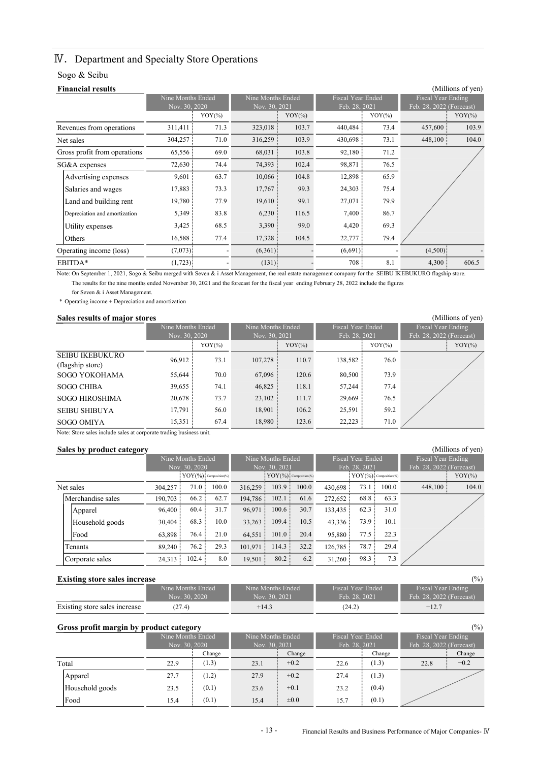# Ⅳ. Department and Specialty Store Operations

## Sogo & Seibu

### Financial results

(Millions of yen)

| | Nine Months Ended Nov. 30, 2020 | | Nine Months Ended Nov. 30, 2021 | | Fiscal Year Ended Feb. 28, 2021 | | Fiscal Year Ending Feb. 28, 2022 (Forecast) | |
|---|---|---|---|---|---|---|---|---|
| | | YOY(%) | | YOY(%) | | YOY(%) | | YOY(%) |
| Revenues from operations | 311,411 | 71.3 | 323,018 | 103.7 | 440,484 | 73.4 | 457,600 | 103.9 |
| Net sales | 304,257 | 71.0 | 316,259 | 103.9 | 430,698 | 73.1 | 448,100 | 104.0 |
| Gross profit from operations | 65,556 | 69.0 | 68,031 | 103.8 | 92,180 | 71.2 | | |
| SG&A expenses | 72,630 | 74.4 | 74,393 | 102.4 | 98,871 | 76.5 | | |
| Advertising expenses | 9,601 | 63.7 | 10,066 | 104.8 | 12,898 | 65.9 | | |
| Salaries and wages | 17,883 | 73.3 | 17,767 | 99.3 | 24,303 | 75.4 | | |
| Land and building rent | 19,780 | 77.9 | 19,610 | 99.1 | 27,071 | 79.9 | | |
| Depreciation and amortization | 5,349 | 83.8 | 6,230 | 116.5 | 7,400 | 86.7 | | |
| Utility expenses | 3,425 | 68.5 | 3,390 | 99.0 | 4,420 | 69.3 | | |
| Others | 16,588 | 77.4 | 17,328 | 104.5 | 22,777 | 79.4 | | |
| Operating income (loss) | (7,073) | - | (6,361) | - | (6,691) | - | (4,500) | - |
| EBITDA* | (1,723) | - | (131) | - | 708 | 8.1 | 4,300 | 606.5 |

Note: On September 1, 2021, Sogo & Seibu merged with Seven & i Asset Management, the real estate management company for the SEIBU IKEBUKURO flagship store. The results for the nine months ended November 30, 2021 and the forecast for the fiscal year ending February 28, 2022 include the figures for Seven & i Asset Management.

\* Operating income + Depreciation and amortization

### Sales results of major stores

(Millions of yen)

| | Nine Months Ended Nov. 30, 2020 | | Nine Months Ended Nov. 30, 2021 | | Fiscal Year Ended Feb. 28, 2021 | | Fiscal Year Ending Feb. 28, 2022 (Forecast) | |
|---|---|---|---|---|---|---|---|---|
| | | YOY(%) | | YOY(%) | | YOY(%) | | YOY(%) |
| SEIBU IKEBUKURO (flagship store) | 96,912 | 73.1 | 107,278 | 110.7 | 138,582 | 76.0 | | |
| SOGO YOKOHAMA | 55,644 | 70.0 | 67,096 | 120.6 | 80,500 | 73.9 | | |
| SOGO CHIBA | 39,655 | 74.1 | 46,825 | 118.1 | 57,244 | 77.4 | | |
| SOGO HIROSHIMA | 20,678 | 73.7 | 23,102 | 111.7 | 29,669 | 76.5 | | |
| SEIBU SHIBUYA | 17,791 | 56.0 | 18,901 | 106.2 | 25,591 | 59.2 | | |
| SOGO OMIYA | 15,351 | 67.4 | 18,980 | 123.6 | 22,223 | 71.0 | | |

Note: Store sales include sales at corporate trading business unit.

### Sales by product category

(Millions of yen)

| | Nine Months Ended Nov. 30, 2020 | | | Nine Months Ended Nov. 30, 2021 | | | Fiscal Year Ended Feb. 28, 2021 | | | Fiscal Year Ending Feb. 28, 2022 (Forecast) | |
|---|---|---|---|---|---|---|---|---|---|---|---|
| | | YOY(%) | Composition(%) | | YOY(%) | Composition(%) | | YOY(%) | Composition(%) | | YOY(%) |
| Net sales | 304,257 | 71.0 | 100.0 | 316,259 | 103.9 | 100.0 | 430,698 | 73.1 | 100.0 | 448,100 | 104.0 |
| Merchandise sales | 190,703 | 66.2 | 62.7 | 194,786 | 102.1 | 61.6 | 272,652 | 68.8 | 63.3 | | |
| Apparel | 96,400 | 60.4 | 31.7 | 96,971 | 100.6 | 30.7 | 133,435 | 62.3 | 31.0 | | |
| Household goods | 30,404 | 68.3 | 10.0 | 33,263 | 109.4 | 10.5 | 43,336 | 73.9 | 10.1 | | |
| Food | 63,898 | 76.4 | 21.0 | 64,551 | 101.0 | 20.4 | 95,880 | 77.5 | 22.3 | | |
| Tenants | 89,240 | 76.2 | 29.3 | 101,971 | 114.3 | 32.2 | 126,785 | 78.7 | 29.4 | | |
| Corporate sales | 24,313 | 102.4 | 8.0 | 19,501 | 80.2 | 6.2 | 31,260 | 98.3 | 7.3 | | |

### Existing store sales increase

(%)

| | Nine Months Ended Nov. 30, 2020 | Nine Months Ended Nov. 30, 2021 | Fiscal Year Ended Feb. 28, 2021 | Fiscal Year Ending Feb. 28, 2022 (Forecast) |
|---|---|---|---|---|
| Existing store sales increase | (27.4) | +14.3 | (24.2) | +12.7 |

### Gross profit margin by product category

(%)

| | Nine Months Ended Nov. 30, 2020 | | Nine Months Ended Nov. 30, 2021 | | Fiscal Year Ended Feb. 28, 2021 | | Fiscal Year Ending Feb. 28, 2022 (Forecast) | |
|---|---|---|---|---|---|---|---|---|
| | | Change | | Change | | Change | | Change |
| Total | 22.9 | (1.3) | 23.1 | +0.2 | 22.6 | (1.3) | 22.8 | +0.2 |
| Apparel | 27.7 | (1.2) | 27.9 | +0.2 | 27.4 | (1.3) | | |
| Household goods | 23.5 | (0.1) | 23.6 | +0.1 | 23.2 | (0.4) | | |
| Food | 15.4 | (0.1) | 15.4 | ±0.0 | 15.7 | (0.1) | | |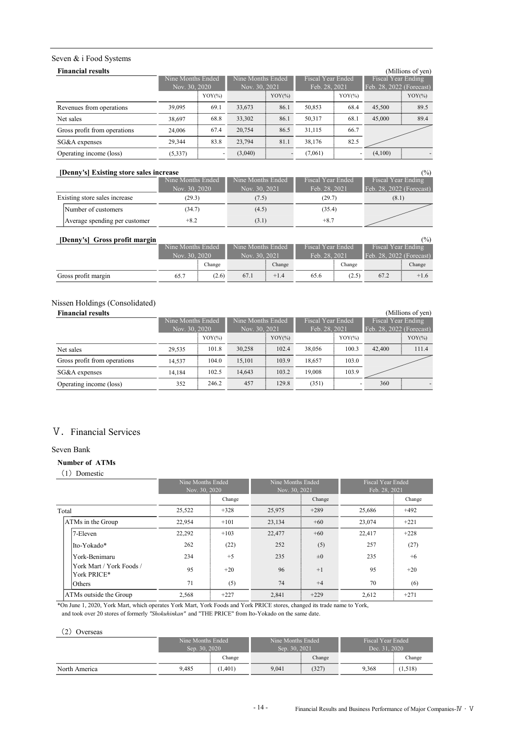Seven & i Food Systems

**Financial results**

(Millions of yen)

| | Nine Months Ended Nov. 30, 2020 | | Nine Months Ended Nov. 30, 2021 | | Fiscal Year Ended Feb. 28, 2021 | | Fiscal Year Ending Feb. 28, 2022 (Forecast) | |
|---|---|---|---|---|---|---|---|---|
| | | YOY(%) | | YOY(%) | | YOY(%) | | YOY(%) |
| Revenues from operations | 39,095 | 69.1 | 33,673 | 86.1 | 50,853 | 68.4 | 45,500 | 89.5 |
| Net sales | 38,697 | 68.8 | 33,302 | 86.1 | 50,317 | 68.1 | 45,000 | 89.4 |
| Gross profit from operations | 24,006 | 67.4 | 20,754 | 86.5 | 31,115 | 66.7 | | |
| SG&A expenses | 29,344 | 83.8 | 23,794 | 81.1 | 38,176 | 82.5 | | |
| Operating income (loss) | (5,337) | - | (3,040) | - | (7,061) | - | (4,100) | - |

**[Denny's] Existing store sales increase**

(%)

| | Nine Months Ended Nov. 30, 2020 | Nine Months Ended Nov. 30, 2021 | Fiscal Year Ended Feb. 28, 2021 | Fiscal Year Ending Feb. 28, 2022 (Forecast) |
|---|---|---|---|---|
| Existing store sales increase | (29.3) | (7.5) | (29.7) | (8.1) |
| Number of customers | (34.7) | (4.5) | (35.4) | |
| Average spending per customer | +8.2 | (3.1) | +8.7 | |

**[Denny's] Gross profit margin**

(%)

| | Nine Months Ended Nov. 30, 2020 | | Nine Months Ended Nov. 30, 2021 | | Fiscal Year Ended Feb. 28, 2021 | | Fiscal Year Ending Feb. 28, 2022 (Forecast) | |
|---|---|---|---|---|---|---|---|---|
| | | Change | | Change | | Change | | Change |
| Gross profit margin | 65.7 | (2.6) | 67.1 | +1.4 | 65.6 | (2.5) | 67.2 | +1.6 |

Nissen Holdings (Consolidated)

**Financial results**

(Millions of yen)

| | Nine Months Ended Nov. 30, 2020 | | Nine Months Ended Nov. 30, 2021 | | Fiscal Year Ended Feb. 28, 2021 | | Fiscal Year Ending Feb. 28, 2022 (Forecast) | |
|---|---|---|---|---|---|---|---|---|
| | | YOY(%) | | YOY(%) | | YOY(%) | | YOY(%) |
| Net sales | 29,535 | 101.8 | 30,258 | 102.4 | 38,056 | 100.3 | 42,400 | 111.4 |
| Gross profit from operations | 14,537 | 104.0 | 15,101 | 103.9 | 18,657 | 103.0 | | |
| SG&A expenses | 14,184 | 102.5 | 14,643 | 103.2 | 19,008 | 103.9 | | |
| Operating income (loss) | 352 | 246.2 | 457 | 129.8 | (351) | - | 360 | - |

# Ⅴ. Financial Services

Seven Bank

**Number of ATMs**

(1) Domestic

| | Nine Months Ended Nov. 30, 2020 | | Nine Months Ended Nov. 30, 2021 | | Fiscal Year Ended Feb. 28, 2021 | |
|---|---|---|---|---|---|---|
| | | Change | | Change | | Change |
| Total | 25,522 | +328 | 25,975 | +289 | 25,686 | +492 |
| ATMs in the Group | 22,954 | +101 | 23,134 | +60 | 23,074 | +221 |
| 7-Eleven | 22,292 | +103 | 22,477 | +60 | 22,417 | +228 |
| Ito-Yokado* | 262 | (22) | 252 | (5) | 257 | (27) |
| York-Benimaru | 234 | +5 | 235 | ±0 | 235 | +6 |
| York Mart / York Foods / York PRICE* | 95 | +20 | 96 | +1 | 95 | +20 |
| Others | 71 | (5) | 74 | +4 | 70 | (6) |
| ATMs outside the Group | 2,568 | +227 | 2,841 | +229 | 2,612 | +271 |

*On June 1, 2020, York Mart, which operates York Mart, York Foods and York PRICE stores, changed its trade name to York, and took over 20 stores of formerly *"Shokuhinkan"* and "THE PRICE" from Ito-Yokado on the same date.

(2) Overseas

| | Nine Months Ended Sep. 30, 2020 | | Nine Months Ended Sep. 30, 2021 | | Fiscal Year Ended Dec. 31, 2020 | |
|---|---|---|---|---|---|---|
| | | Change | | Change | | Change |
| North America | 9,485 | (1,401) | 9,041 | (327) | 9,368 | (1,518) |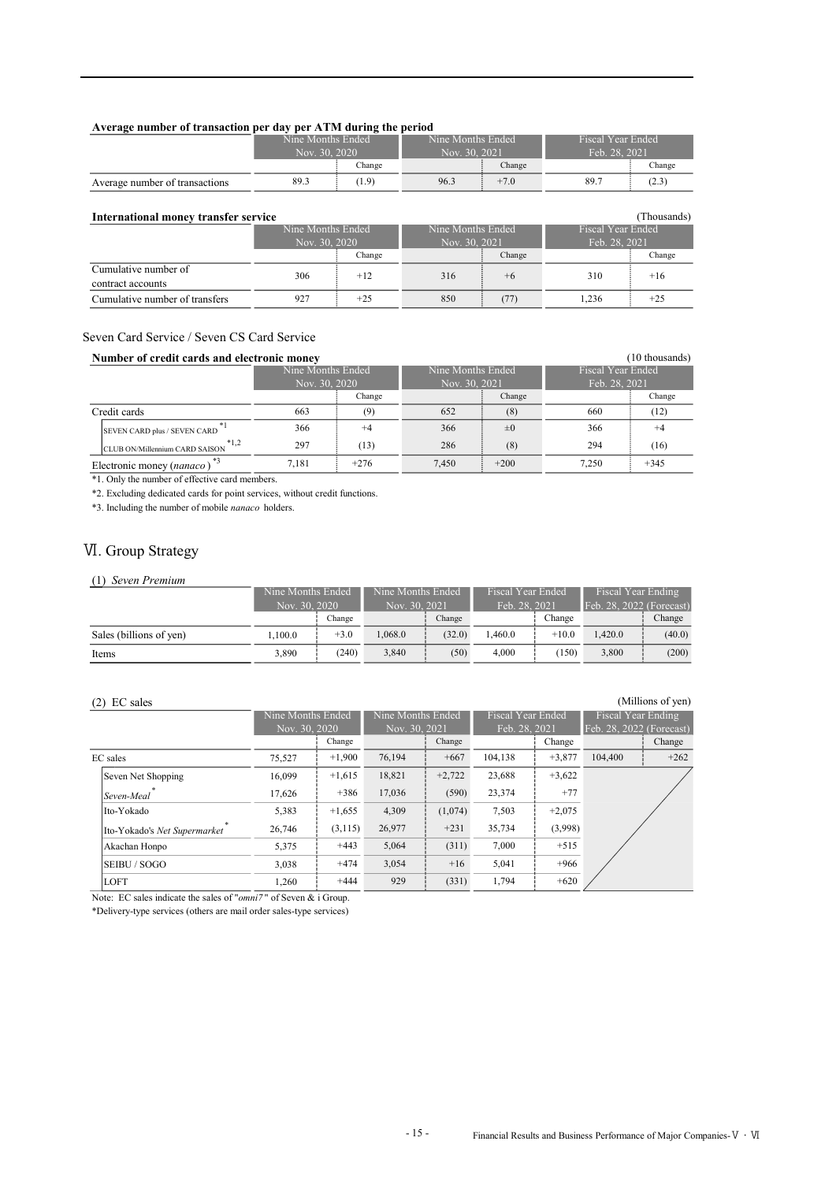**Average number of transaction per day per ATM during the period**

| | Nine Months Ended Nov. 30, 2020 | | Nine Months Ended Nov. 30, 2021 | | Fiscal Year Ended Feb. 28, 2021 | |
|---|---|---|---|---|---|---|
| | | Change | | Change | | Change |
| Average number of transactions | 89.3 | (1.9) | 96.3 | +7.0 | 89.7 | (2.3) |

**International money transfer service** (Thousands)

| | Nine Months Ended Nov. 30, 2020 | | Nine Months Ended Nov. 30, 2021 | | Fiscal Year Ended Feb. 28, 2021 | |
|---|---|---|---|---|---|---|
| | | Change | | Change | | Change |
| Cumulative number of contract accounts | 306 | +12 | 316 | +6 | 310 | +16 |
| Cumulative number of transfers | 927 | +25 | 850 | (77) | 1,236 | +25 |

Seven Card Service / Seven CS Card Service

**Number of credit cards and electronic money** (10 thousands)

| | Nine Months Ended Nov. 30, 2020 | | Nine Months Ended Nov. 30, 2021 | | Fiscal Year Ended Feb. 28, 2021 | |
|---|---|---|---|---|---|---|
| | | Change | | Change | | Change |
| Credit cards | 663 | (9) | 652 | (8) | 660 | (12) |
| SEVEN CARD plus / SEVEN CARD *1 | 366 | +4 | 366 | ±0 | 366 | +4 |
| CLUB ON/Millennium CARD SAISON *1,2 | 297 | (13) | 286 | (8) | 294 | (16) |
| Electronic money (*nanaco*) *3 | 7,181 | +276 | 7,450 | +200 | 7,250 | +345 |

*1. Only the number of effective card members.

*2. Excluding dedicated cards for point services, without credit functions.

*3. Including the number of mobile *nanaco* holders.

# Ⅵ. Group Strategy

(1) *Seven Premium*

| | Nine Months Ended Nov. 30, 2020 | | Nine Months Ended Nov. 30, 2021 | | Fiscal Year Ended Feb. 28, 2021 | | Fiscal Year Ending Feb. 28, 2022 (Forecast) | |
|---|---|---|---|---|---|---|---|---|
| | | Change | | Change | | Change | | Change |
| Sales (billions of yen) | 1,100.0 | +3.0 | 1,068.0 | (32.0) | 1,460.0 | +10.0 | 1,420.0 | (40.0) |
| Items | 3,890 | (240) | 3,840 | (50) | 4,000 | (150) | 3,800 | (200) |

(2) EC sales (Millions of yen)

| | Nine Months Ended Nov. 30, 2020 | | Nine Months Ended Nov. 30, 2021 | | Fiscal Year Ended Feb. 28, 2021 | | Fiscal Year Ending Feb. 28, 2022 (Forecast) | |
|---|---|---|---|---|---|---|---|---|
| | | Change | | Change | | Change | | Change |
| EC sales | 75,527 | +1,900 | 76,194 | +667 | 104,138 | +3,877 | 104,400 | +262 |
| Seven Net Shopping | 16,099 | +1,615 | 18,821 | +2,722 | 23,688 | +3,622 | | |
| *Seven-Meal* * | 17,626 | +386 | 17,036 | (590) | 23,374 | +77 | | |
| Ito-Yokado | 5,383 | +1,655 | 4,309 | (1,074) | 7,503 | +2,075 | | |
| Ito-Yokado's *Net Supermarket* * | 26,746 | (3,115) | 26,977 | +231 | 35,734 | (3,998) | | |
| Akachan Honpo | 5,375 | +443 | 5,064 | (311) | 7,000 | +515 | | |
| SEIBU / SOGO | 3,038 | +474 | 3,054 | +16 | 5,041 | +966 | | |
| LOFT | 1,260 | +444 | 929 | (331) | 1,794 | +620 | | |

Note: EC sales indicate the sales of "*omni7*" of Seven & i Group.

*Delivery-type services (others are mail order sales-type services)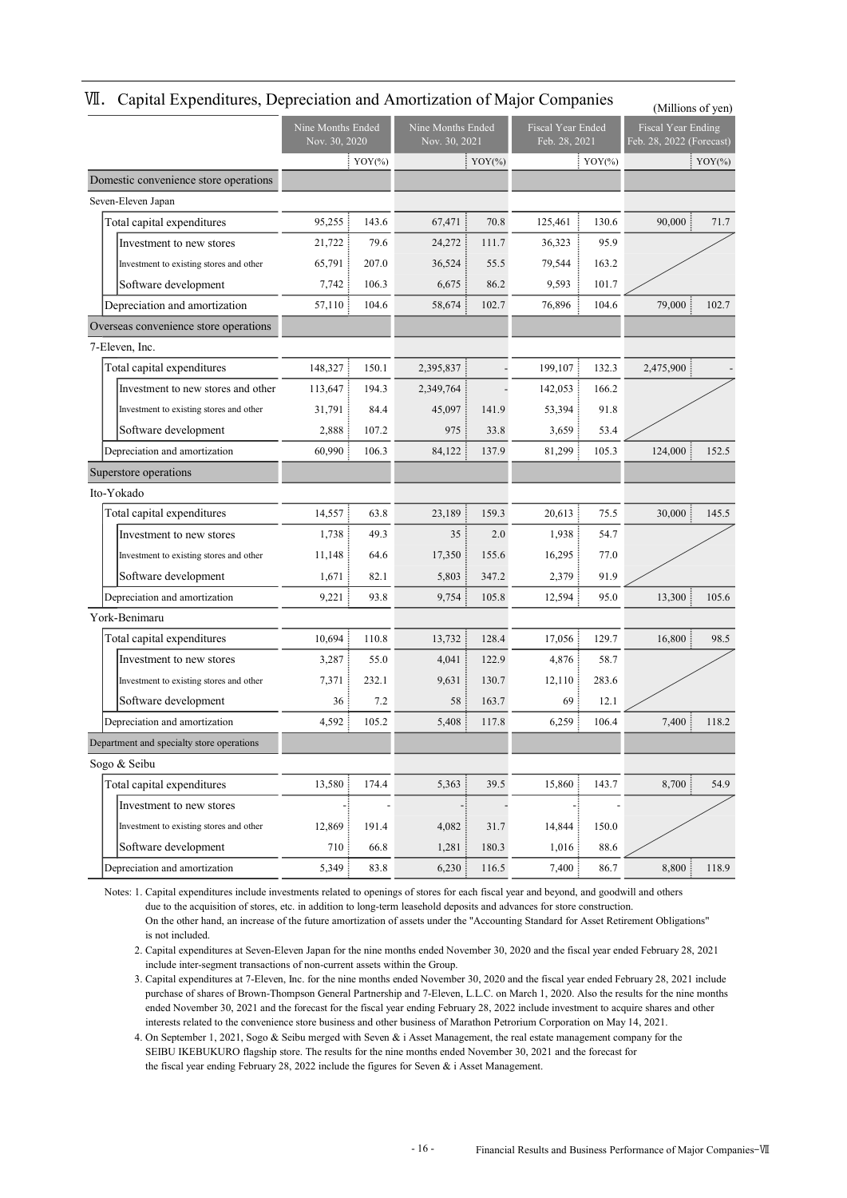## Ⅶ. Capital Expenditures, Depreciation and Amortization of Major Companies

(Millions of yen)

| | Nine Months Ended Nov. 30, 2020 | | Nine Months Ended Nov. 30, 2021 | | Fiscal Year Ended Feb. 28, 2021 | | Fiscal Year Ending Feb. 28, 2022 (Forecast) | |
|---|---|---|---|---|---|---|---|---|
| | | YOY(%) | | YOY(%) | | YOY(%) | | YOY(%) |
| **Domestic convenience store operations** | | | | | | | | |
| Seven-Eleven Japan | | | | | | | | |
| Total capital expenditures | 95,255 | 143.6 | 67,471 | 70.8 | 125,461 | 130.6 | 90,000 | 71.7 |
| Investment to new stores | 21,722 | 79.6 | 24,272 | 111.7 | 36,323 | 95.9 | | |
| Investment to existing stores and other | 65,791 | 207.0 | 36,524 | 55.5 | 79,544 | 163.2 | | |
| Software development | 7,742 | 106.3 | 6,675 | 86.2 | 9,593 | 101.7 | | |
| Depreciation and amortization | 57,110 | 104.6 | 58,674 | 102.7 | 76,896 | 104.6 | 79,000 | 102.7 |
| **Overseas convenience store operations** | | | | | | | | |
| 7-Eleven, Inc. | | | | | | | | |
| Total capital expenditures | 148,327 | 150.1 | 2,395,837 | - | 199,107 | 132.3 | 2,475,900 | - |
| Investment to new stores and other | 113,647 | 194.3 | 2,349,764 | - | 142,053 | 166.2 | | |
| Investment to existing stores and other | 31,791 | 84.4 | 45,097 | 141.9 | 53,394 | 91.8 | | |
| Software development | 2,888 | 107.2 | 975 | 33.8 | 3,659 | 53.4 | | |
| Depreciation and amortization | 60,990 | 106.3 | 84,122 | 137.9 | 81,299 | 105.3 | 124,000 | 152.5 |
| **Superstore operations** | | | | | | | | |
| Ito-Yokado | | | | | | | | |
| Total capital expenditures | 14,557 | 63.8 | 23,189 | 159.3 | 20,613 | 75.5 | 30,000 | 145.5 |
| Investment to new stores | 1,738 | 49.3 | 35 | 2.0 | 1,938 | 54.7 | | |
| Investment to existing stores and other | 11,148 | 64.6 | 17,350 | 155.6 | 16,295 | 77.0 | | |
| Software development | 1,671 | 82.1 | 5,803 | 347.2 | 2,379 | 91.9 | | |
| Depreciation and amortization | 9,221 | 93.8 | 9,754 | 105.8 | 12,594 | 95.0 | 13,300 | 105.6 |
| York-Benimaru | | | | | | | | |
| Total capital expenditures | 10,694 | 110.8 | 13,732 | 128.4 | 17,056 | 129.7 | 16,800 | 98.5 |
| Investment to new stores | 3,287 | 55.0 | 4,041 | 122.9 | 4,876 | 58.7 | | |
| Investment to existing stores and other | 7,371 | 232.1 | 9,631 | 130.7 | 12,110 | 283.6 | | |
| Software development | 36 | 7.2 | 58 | 163.7 | 69 | 12.1 | | |
| Depreciation and amortization | 4,592 | 105.2 | 5,408 | 117.8 | 6,259 | 106.4 | 7,400 | 118.2 |
| **Department and specialty store operations** | | | | | | | | |
| Sogo & Seibu | | | | | | | | |
| Total capital expenditures | 13,580 | 174.4 | 5,363 | 39.5 | 15,860 | 143.7 | 8,700 | 54.9 |
| Investment to new stores | - | - | - | - | - | - | | |
| Investment to existing stores and other | 12,869 | 191.4 | 4,082 | 31.7 | 14,844 | 150.0 | | |
| Software development | 710 | 66.8 | 1,281 | 180.3 | 1,016 | 88.6 | | |
| Depreciation and amortization | 5,349 | 83.8 | 6,230 | 116.5 | 7,400 | 86.7 | 8,800 | 118.9 |

Notes: 1. Capital expenditures include investments related to openings of stores for each fiscal year and beyond, and goodwill and others due to the acquisition of stores, etc. in addition to long-term leasehold deposits and advances for store construction. On the other hand, an increase of the future amortization of assets under the "Accounting Standard for Asset Retirement Obligations" is not included.

2. Capital expenditures at Seven-Eleven Japan for the nine months ended November 30, 2020 and the fiscal year ended February 28, 2021 include inter-segment transactions of non-current assets within the Group.

3. Capital expenditures at 7-Eleven, Inc. for the nine months ended November 30, 2020 and the fiscal year ended February 28, 2021 include purchase of shares of Brown-Thompson General Partnership and 7-Eleven, L.L.C. on March 1, 2020. Also the results for the nine months ended November 30, 2021 and the forecast for the fiscal year ending February 28, 2022 include investment to acquire shares and other interests related to the convenience store business and other business of Marathon Petrorium Corporation on May 14, 2021.

4. On September 1, 2021, Sogo & Seibu merged with Seven & i Asset Management, the real estate management company for the SEIBU IKEBUKURO flagship store. The results for the nine months ended November 30, 2021 and the forecast for the fiscal year ending February 28, 2022 include the figures for Seven & i Asset Management.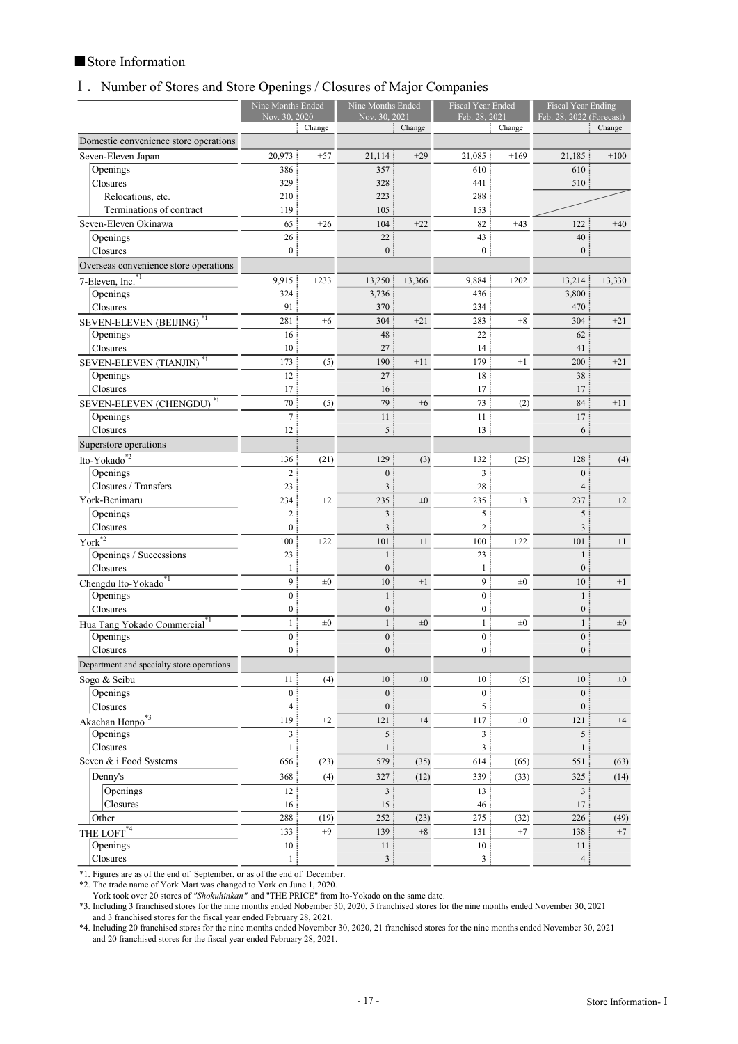## ■Store Information

### Ⅰ. Number of Stores and Store Openings / Closures of Major Companies

| | Nine Months Ended Nov. 30, 2020 | | Nine Months Ended Nov. 30, 2021 | | Fiscal Year Ended Feb. 28, 2021 | | Fiscal Year Ending Feb. 28, 2022 (Forecast) | |
|---|---|---|---|---|---|---|---|---|
| | | Change | | Change | | Change | | Change |
| Domestic convenience store operations | | | | | | | | |
| Seven-Eleven Japan | 20,973 | +57 | 21,114 | +29 | 21,085 | +169 | 21,185 | +100 |
| Openings | 386 | | 357 | | 610 | | 610 | |
| Closures | 329 | | 328 | | 441 | | 510 | |
| Relocations, etc. | 210 | | 223 | | 288 | | | |
| Terminations of contract | 119 | | 105 | | 153 | | | |
| Seven-Eleven Okinawa | 65 | +26 | 104 | +22 | 82 | +43 | 122 | +40 |
| Openings | 26 | | 22 | | 43 | | 40 | |
| Closures | 0 | | 0 | | 0 | | 0 | |
| Overseas convenience store operations | | | | | | | | |
| 7-Eleven, Inc. *1 | 9,915 | +233 | 13,250 | +3,366 | 9,884 | +202 | 13,214 | +3,330 |
| Openings | 324 | | 3,736 | | 436 | | 3,800 | |
| Closures | 91 | | 370 | | 234 | | 470 | |
| SEVEN-ELEVEN (BEIJING) *1 | 281 | +6 | 304 | +21 | 283 | +8 | 304 | +21 |
| Openings | 16 | | 48 | | 22 | | 62 | |
| Closures | 10 | | 27 | | 14 | | 41 | |
| SEVEN-ELEVEN (TIANJIN) *1 | 173 | (5) | 190 | +11 | 179 | +1 | 200 | +21 |
| Openings | 12 | | 27 | | 18 | | 38 | |
| Closures | 17 | | 16 | | 17 | | 17 | |
| SEVEN-ELEVEN (CHENGDU) *1 | 70 | (5) | 79 | +6 | 73 | (2) | 84 | +11 |
| Openings | 7 | | 11 | | 11 | | 17 | |
| Closures | 12 | | 5 | | 13 | | 6 | |
| Superstore operations | | | | | | | | |
| Ito-Yokado *2 | 136 | (21) | 129 | (3) | 132 | (25) | 128 | (4) |
| Openings | 2 | | 0 | | 3 | | 0 | |
| Closures / Transfers | 23 | | 3 | | 28 | | 4 | |
| York-Benimaru | 234 | +2 | 235 | ±0 | 235 | +3 | 237 | +2 |
| Openings | 2 | | 3 | | 5 | | 5 | |
| Closures | 0 | | 3 | | 2 | | 3 | |
| York *2 | 100 | +22 | 101 | +1 | 100 | +22 | 101 | +1 |
| Openings / Successions | 23 | | 1 | | 23 | | 1 | |
| Closures | 1 | | 0 | | 1 | | 0 | |
| Chengdu Ito-Yokado *1 | 9 | ±0 | 10 | +1 | 9 | ±0 | 10 | +1 |
| Openings | 0 | | 1 | | 0 | | 1 | |
| Closures | 0 | | 0 | | 0 | | 0 | |
| Hua Tang Yokado Commercial *1 | 1 | ±0 | 1 | ±0 | 1 | ±0 | 1 | ±0 |
| Openings | 0 | | 0 | | 0 | | 0 | |
| Closures | 0 | | 0 | | 0 | | 0 | |
| Department and specialty store operations | | | | | | | | |
| Sogo & Seibu | 11 | (4) | 10 | ±0 | 10 | (5) | 10 | ±0 |
| Openings | 0 | | 0 | | 0 | | 0 | |
| Closures | 4 | | 0 | | 5 | | 0 | |
| Akachan Honpo *3 | 119 | +2 | 121 | +4 | 117 | ±0 | 121 | +4 |
| Openings | 3 | | 5 | | 3 | | 5 | |
| Closures | 1 | | 1 | | 3 | | 1 | |
| Seven & i Food Systems | 656 | (23) | 579 | (35) | 614 | (65) | 551 | (63) |
| Denny's | 368 | (4) | 327 | (12) | 339 | (33) | 325 | (14) |
| Openings | 12 | | 3 | | 13 | | 3 | |
| Closures | 16 | | 15 | | 46 | | 17 | |
| Other | 288 | (19) | 252 | (23) | 275 | (32) | 226 | (49) |
| THE LOFT *4 | 133 | +9 | 139 | +8 | 131 | +7 | 138 | +7 |
| Openings | 10 | | 11 | | 10 | | 11 | |
| Closures | 1 | | 3 | | 3 | | 4 | |

*1. Figures are as of the end of September, or as of the end of December.
*2. The trade name of York Mart was changed to York on June 1, 2020.
York took over 20 stores of *"Shokuhinkan"* and "THE PRICE" from Ito-Yokado on the same date.
*3. Including 3 franchised stores for the nine months ended Nobember 30, 2020, 5 franchised stores for the nine months ended November 30, 2021 and 3 franchised stores for the fiscal year ended February 28, 2021.
*4. Including 20 franchised stores for the nine months ended November 30, 2020, 21 franchised stores for the nine months ended November 30, 2021 and 20 franchised stores for the fiscal year ended February 28, 2021.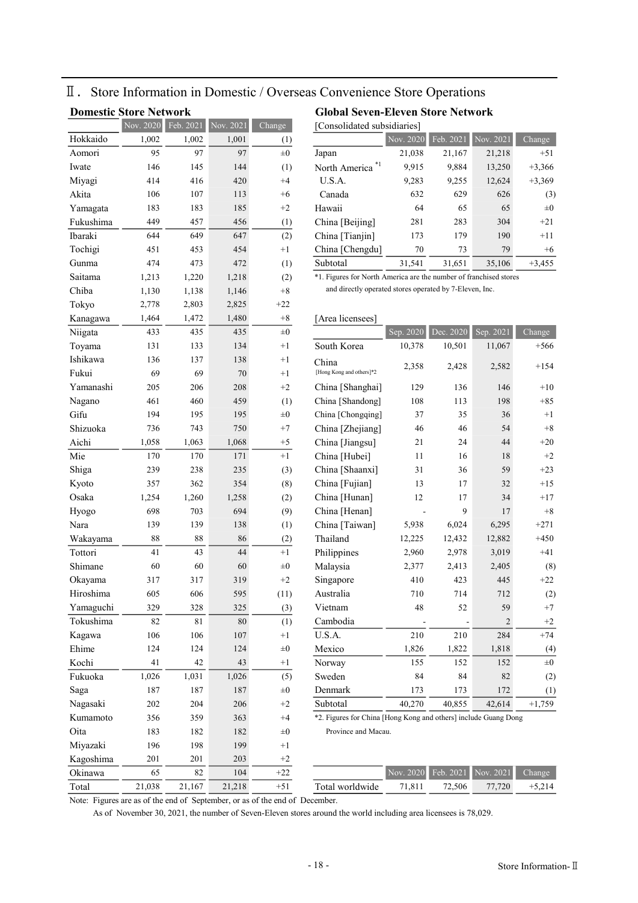## Ⅱ. Store Information in Domestic / Overseas Convenience Store Operations

### Domestic Store Network

| | Nov. 2020 | Feb. 2021 | Nov. 2021 | Change |
|---|---|---|---|---|
| Hokkaido | 1,002 | 1,002 | 1,001 | (1) |
| Aomori | 95 | 97 | 97 | ±0 |
| Iwate | 146 | 145 | 144 | (1) |
| Miyagi | 414 | 416 | 420 | +4 |
| Akita | 106 | 107 | 113 | +6 |
| Yamagata | 183 | 183 | 185 | +2 |
| Fukushima | 449 | 457 | 456 | (1) |
| Ibaraki | 644 | 649 | 647 | (2) |
| Tochigi | 451 | 453 | 454 | +1 |
| Gunma | 474 | 473 | 472 | (1) |
| Saitama | 1,213 | 1,220 | 1,218 | (2) |
| Chiba | 1,130 | 1,138 | 1,146 | +8 |
| Tokyo | 2,778 | 2,803 | 2,825 | +22 |
| Kanagawa | 1,464 | 1,472 | 1,480 | +8 |
| Niigata | 433 | 435 | 435 | ±0 |
| Toyama | 131 | 133 | 134 | +1 |
| Ishikawa | 136 | 137 | 138 | +1 |
| Fukui | 69 | 69 | 70 | +1 |
| Yamanashi | 205 | 206 | 208 | +2 |
| Nagano | 461 | 460 | 459 | (1) |
| Gifu | 194 | 195 | 195 | ±0 |
| Shizuoka | 736 | 743 | 750 | +7 |
| Aichi | 1,058 | 1,063 | 1,068 | +5 |
| Mie | 170 | 170 | 171 | +1 |
| Shiga | 239 | 238 | 235 | (3) |
| Kyoto | 357 | 362 | 354 | (8) |
| Osaka | 1,254 | 1,260 | 1,258 | (2) |
| Hyogo | 698 | 703 | 694 | (9) |
| Nara | 139 | 139 | 138 | (1) |
| Wakayama | 88 | 88 | 86 | (2) |
| Tottori | 41 | 43 | 44 | +1 |
| Shimane | 60 | 60 | 60 | ±0 |
| Okayama | 317 | 317 | 319 | +2 |
| Hiroshima | 605 | 606 | 595 | (11) |
| Yamaguchi | 329 | 328 | 325 | (3) |
| Tokushima | 82 | 81 | 80 | (1) |
| Kagawa | 106 | 106 | 107 | +1 |
| Ehime | 124 | 124 | 124 | ±0 |
| Kochi | 41 | 42 | 43 | +1 |
| Fukuoka | 1,026 | 1,031 | 1,026 | (5) |
| Saga | 187 | 187 | 187 | ±0 |
| Nagasaki | 202 | 204 | 206 | +2 |
| Kumamoto | 356 | 359 | 363 | +4 |
| Oita | 183 | 182 | 182 | ±0 |
| Miyazaki | 196 | 198 | 199 | +1 |
| Kagoshima | 201 | 201 | 203 | +2 |
| Okinawa | 65 | 82 | 104 | +22 |
| Total | 21,038 | 21,167 | 21,218 | +51 |

Note: Figures are as of the end of September, or as of the end of December.

As of November 30, 2021, the number of Seven-Eleven stores around the world including area licensees is 78,029.

### Global Seven-Eleven Store Network

[Consolidated subsidiaries]

| | Nov. 2020 | Feb. 2021 | Nov. 2021 | Change |
|---|---|---|---|---|
| Japan | 21,038 | 21,167 | 21,218 | +51 |
| North America *1 | 9,915 | 9,884 | 13,250 | +3,366 |
| U.S.A. | 9,283 | 9,255 | 12,624 | +3,369 |
| Canada | 632 | 629 | 626 | (3) |
| Hawaii | 64 | 65 | 65 | ±0 |
| China [Beijing] | 281 | 283 | 304 | +21 |
| China [Tianjin] | 173 | 179 | 190 | +11 |
| China [Chengdu] | 70 | 73 | 79 | +6 |
| Subtotal | 31,541 | 31,651 | 35,106 | +3,455 |

*1. Figures for North America are the number of franchised stores and directly operated stores operated by 7-Eleven, Inc.

[Area licensees]

| | Sep. 2020 | Dec. 2020 | Sep. 2021 | Change |
|---|---|---|---|---|
| South Korea | 10,378 | 10,501 | 11,067 | +566 |
| China [Hong Kong and others]*2 | 2,358 | 2,428 | 2,582 | +154 |
| China [Shanghai] | 129 | 136 | 146 | +10 |
| China [Shandong] | 108 | 113 | 198 | +85 |
| China [Chongqing] | 37 | 35 | 36 | +1 |
| China [Zhejiang] | 46 | 46 | 54 | +8 |
| China [Jiangsu] | 21 | 24 | 44 | +20 |
| China [Hubei] | 11 | 16 | 18 | +2 |
| China [Shaanxi] | 31 | 36 | 59 | +23 |
| China [Fujian] | 13 | 17 | 32 | +15 |
| China [Hunan] | 12 | 17 | 34 | +17 |
| China [Henan] | - | 9 | 17 | +8 |
| China [Taiwan] | 5,938 | 6,024 | 6,295 | +271 |
| Thailand | 12,225 | 12,432 | 12,882 | +450 |
| Philippines | 2,960 | 2,978 | 3,019 | +41 |
| Malaysia | 2,377 | 2,413 | 2,405 | (8) |
| Singapore | 410 | 423 | 445 | +22 |
| Australia | 710 | 714 | 712 | (2) |
| Vietnam | 48 | 52 | 59 | +7 |
| Cambodia | - | - | 2 | +2 |
| U.S.A. | 210 | 210 | 284 | +74 |
| Mexico | 1,826 | 1,822 | 1,818 | (4) |
| Norway | 155 | 152 | 152 | ±0 |
| Sweden | 84 | 84 | 82 | (2) |
| Denmark | 173 | 173 | 172 | (1) |
| Subtotal | 40,270 | 40,855 | 42,614 | +1,759 |

*2. Figures for China [Hong Kong and others] include Guang Dong Province and Macau.

| | Nov. 2020 | Feb. 2021 | Nov. 2021 | Change |
|---|---|---|---|---|
| Total worldwide | 71,811 | 72,506 | 77,720 | +5,214 |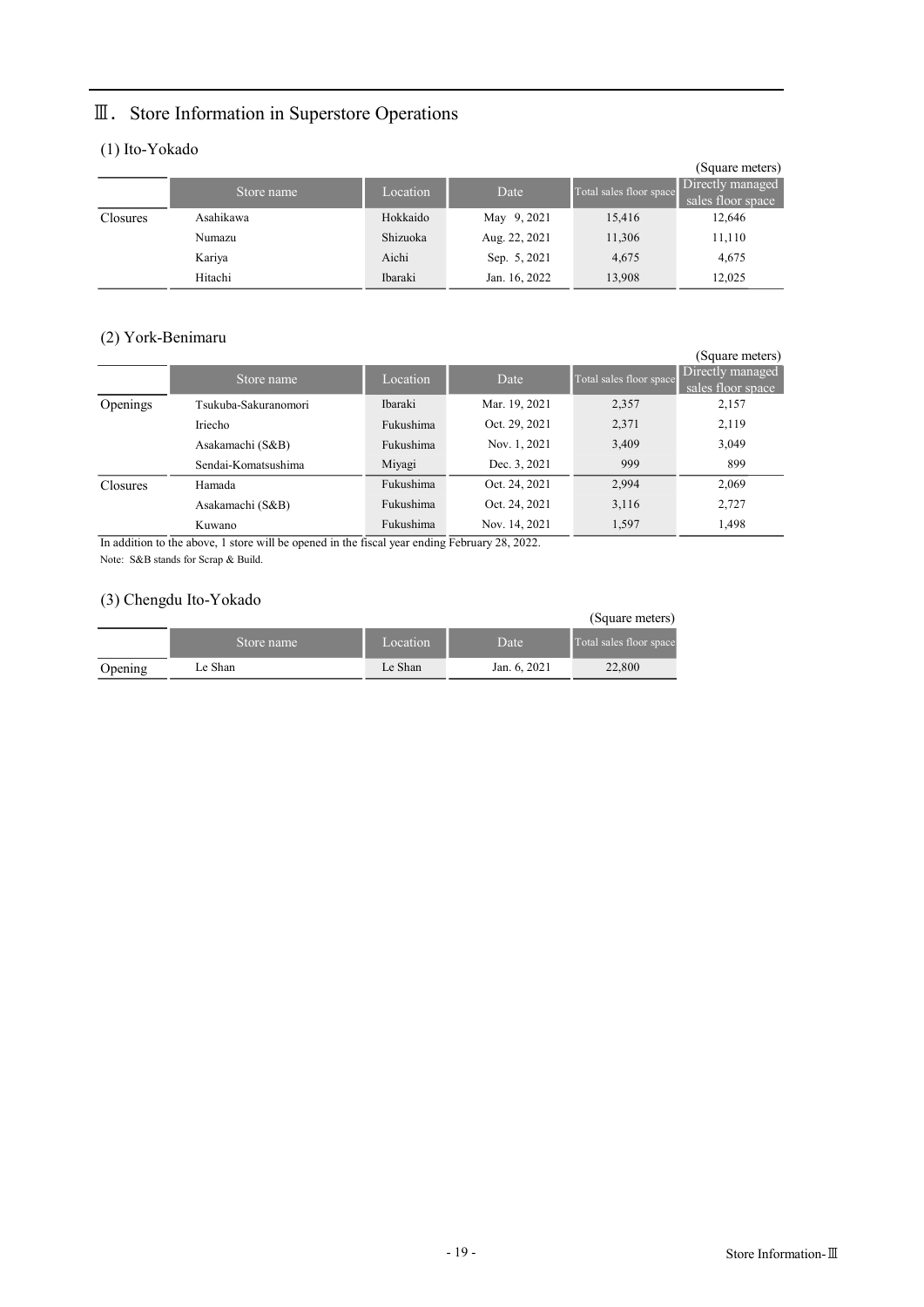## Ⅲ. Store Information in Superstore Operations

### (1) Ito-Yokado

(Square meters)

| | Store name | Location | Date | Total sales floor space | Directly managed sales floor space |
|---|---|---|---|---|---|
| Closures | Asahikawa | Hokkaido | May 9, 2021 | 15,416 | 12,646 |
| | Numazu | Shizuoka | Aug. 22, 2021 | 11,306 | 11,110 |
| | Kariya | Aichi | Sep. 5, 2021 | 4,675 | 4,675 |
| | Hitachi | Ibaraki | Jan. 16, 2022 | 13,908 | 12,025 |

### (2) York-Benimaru

(Square meters)

| | Store name | Location | Date | Total sales floor space | Directly managed sales floor space |
|---|---|---|---|---|---|
| Openings | Tsukuba-Sakuranomori | Ibaraki | Mar. 19, 2021 | 2,357 | 2,157 |
| | Iriecho | Fukushima | Oct. 29, 2021 | 2,371 | 2,119 |
| | Asakamachi (S&B) | Fukushima | Nov. 1, 2021 | 3,409 | 3,049 |
| | Sendai-Komatsushima | Miyagi | Dec. 3, 2021 | 999 | 899 |
| Closures | Hamada | Fukushima | Oct. 24, 2021 | 2,994 | 2,069 |
| | Asakamachi (S&B) | Fukushima | Oct. 24, 2021 | 3,116 | 2,727 |
| | Kuwano | Fukushima | Nov. 14, 2021 | 1,597 | 1,498 |

In addition to the above, 1 store will be opened in the fiscal year ending February 28, 2022.

Note: S&B stands for Scrap & Build.

### (3) Chengdu Ito-Yokado

(Square meters)

| | Store name | Location | Date | Total sales floor space |
|---|---|---|---|---|
| Opening | Le Shan | Le Shan | Jan. 6, 2021 | 22,800 |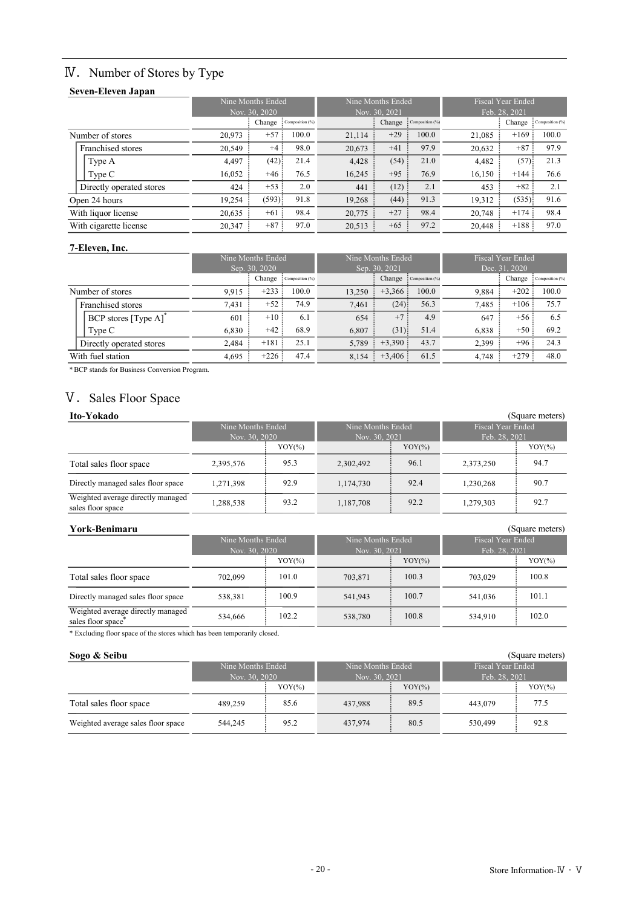## Ⅳ. Number of Stores by Type

### Seven-Eleven Japan

| | Nine Months Ended Nov. 30, 2020 | | | Nine Months Ended Nov. 30, 2021 | | | Fiscal Year Ended Feb. 28, 2021 | | |
|---|---|---|---|---|---|---|---|---|---|
| | | Change | Composition (%) | | Change | Composition (%) | | Change | Composition (%) |
| Number of stores | 20,973 | +57 | 100.0 | 21,114 | +29 | 100.0 | 21,085 | +169 | 100.0 |
| Franchised stores | 20,549 | +4 | 98.0 | 20,673 | +41 | 97.9 | 20,632 | +87 | 97.9 |
| Type A | 4,497 | (42) | 21.4 | 4,428 | (54) | 21.0 | 4,482 | (57) | 21.3 |
| Type C | 16,052 | +46 | 76.5 | 16,245 | +95 | 76.9 | 16,150 | +144 | 76.6 |
| Directly operated stores | 424 | +53 | 2.0 | 441 | (12) | 2.1 | 453 | +82 | 2.1 |
| Open 24 hours | 19,254 | (593) | 91.8 | 19,268 | (44) | 91.3 | 19,312 | (535) | 91.6 |
| With liquor license | 20,635 | +61 | 98.4 | 20,775 | +27 | 98.4 | 20,748 | +174 | 98.4 |
| With cigarette license | 20,347 | +87 | 97.0 | 20,513 | +65 | 97.2 | 20,448 | +188 | 97.0 |

### 7-Eleven, Inc.

| | Nine Months Ended Sep. 30, 2020 | | | Nine Months Ended Sep. 30, 2021 | | | Fiscal Year Ended Dec. 31, 2020 | | |
|---|---|---|---|---|---|---|---|---|---|
| | | Change | Composition (%) | | Change | Composition (%) | | Change | Composition (%) |
| Number of stores | 9,915 | +233 | 100.0 | 13,250 | +3,366 | 100.0 | 9,884 | +202 | 100.0 |
| Franchised stores | 7,431 | +52 | 74.9 | 7,461 | (24) | 56.3 | 7,485 | +106 | 75.7 |
| BCP stores [Type A]* | 601 | +10 | 6.1 | 654 | +7 | 4.9 | 647 | +56 | 6.5 |
| Type C | 6,830 | +42 | 68.9 | 6,807 | (31) | 51.4 | 6,838 | +50 | 69.2 |
| Directly operated stores | 2,484 | +181 | 25.1 | 5,789 | +3,390 | 43.7 | 2,399 | +96 | 24.3 |
| With fuel station | 4,695 | +226 | 47.4 | 8,154 | +3,406 | 61.5 | 4,748 | +279 | 48.0 |

* BCP stands for Business Conversion Program.

## Ⅴ. Sales Floor Space

### Ito-Yokado

(Square meters)

| | Nine Months Ended Nov. 30, 2020 | | Nine Months Ended Nov. 30, 2021 | | Fiscal Year Ended Feb. 28, 2021 | |
|---|---|---|---|---|---|---|
| | | YOY(%) | | YOY(%) | | YOY(%) |
| Total sales floor space | 2,395,576 | 95.3 | 2,302,492 | 96.1 | 2,373,250 | 94.7 |
| Directly managed sales floor space | 1,271,398 | 92.9 | 1,174,730 | 92.4 | 1,230,268 | 90.7 |
| Weighted average directly managed sales floor space | 1,288,538 | 93.2 | 1,187,708 | 92.2 | 1,279,303 | 92.7 |

### York-Benimaru

(Square meters)

| | Nine Months Ended Nov. 30, 2020 | | Nine Months Ended Nov. 30, 2021 | | Fiscal Year Ended Feb. 28, 2021 | |
|---|---|---|---|---|---|---|
| | | YOY(%) | | YOY(%) | | YOY(%) |
| Total sales floor space | 702,099 | 101.0 | 703,871 | 100.3 | 703,029 | 100.8 |
| Directly managed sales floor space | 538,381 | 100.9 | 541,943 | 100.7 | 541,036 | 101.1 |
| Weighted average directly managed sales floor space* | 534,666 | 102.2 | 538,780 | 100.8 | 534,910 | 102.0 |

* Excluding floor space of the stores which has been temporarily closed.

### Sogo & Seibu

(Square meters)

| | Nine Months Ended Nov. 30, 2020 | | Nine Months Ended Nov. 30, 2021 | | Fiscal Year Ended Feb. 28, 2021 | |
|---|---|---|---|---|---|---|
| | | YOY(%) | | YOY(%) | | YOY(%) |
| Total sales floor space | 489,259 | 85.6 | 437,988 | 89.5 | 443,079 | 77.5 |
| Weighted average sales floor space | 544,245 | 95.2 | 437,974 | 80.5 | 530,499 | 92.8 |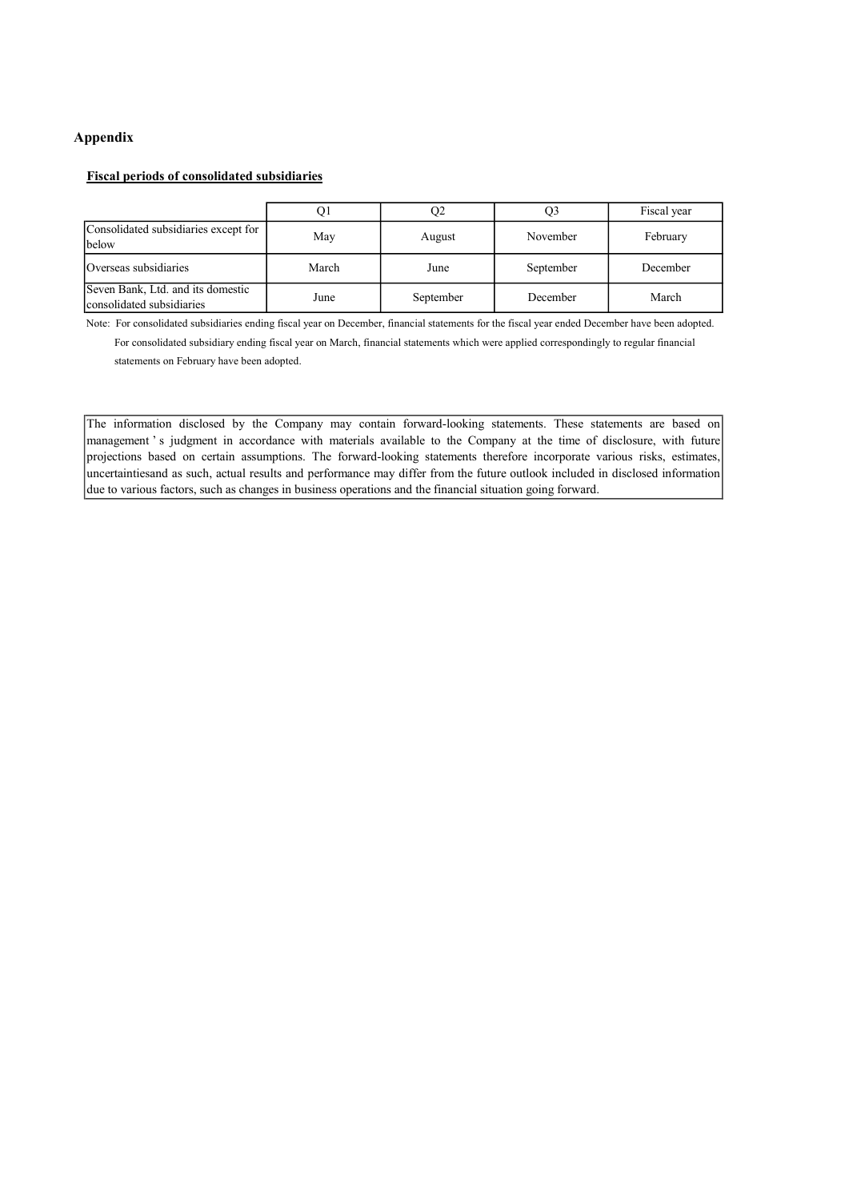## Appendix

### Fiscal periods of consolidated subsidiaries

| | Q1 | Q2 | Q3 | Fiscal year |
|---|---|---|---|---|
| Consolidated subsidiaries except for below | May | August | November | February |
| Overseas subsidiaries | March | June | September | December |
| Seven Bank, Ltd. and its domestic consolidated subsidiaries | June | September | December | March |

Note: For consolidated subsidiaries ending fiscal year on December, financial statements for the fiscal year ended December have been adopted.
For consolidated subsidiary ending fiscal year on March, financial statements which were applied correspondingly to regular financial statements on February have been adopted.

The information disclosed by the Company may contain forward-looking statements. These statements are based on management ' s judgment in accordance with materials available to the Company at the time of disclosure, with future projections based on certain assumptions. The forward-looking statements therefore incorporate various risks, estimates, uncertaintiesand as such, actual results and performance may differ from the future outlook included in disclosed information due to various factors, such as changes in business operations and the financial situation going forward.